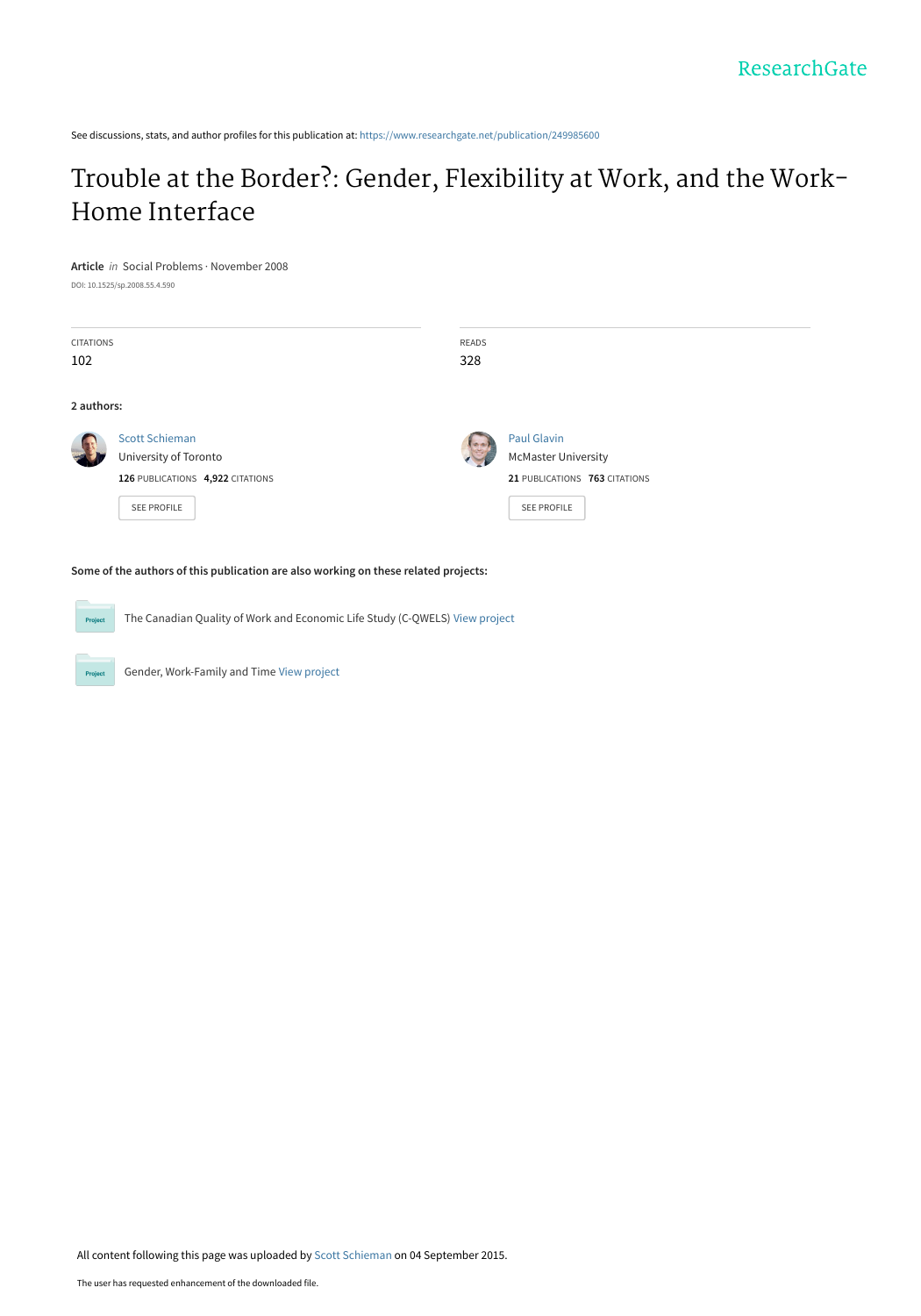ResearchGate

See discussions, stats, and author profiles for this publication at: https://www.researchgate.net/publication/249985600

# Trouble at the Border?: Gender, Flexibility at Work, and the Work-Home Interface

**Article** *in* Social Problems · November 2008

DOI: 10.1525/sp.2008.55.4.590

| CITATIONS | READS |
|---|---|
| 102 | 328 |

**2 authors:**

Scott Schieman
University of Toronto
**126** PUBLICATIONS **4,922** CITATIONS

SEE PROFILE

Paul Glavin
McMaster University
**21** PUBLICATIONS **763** CITATIONS

SEE PROFILE

**Some of the authors of this publication are also working on these related projects:**

Project: The Canadian Quality of Work and Economic Life Study (C-QWELS) View project

Project: Gender, Work-Family and Time View project

All content following this page was uploaded by Scott Schieman on 04 September 2015.

The user has requested enhancement of the downloaded file.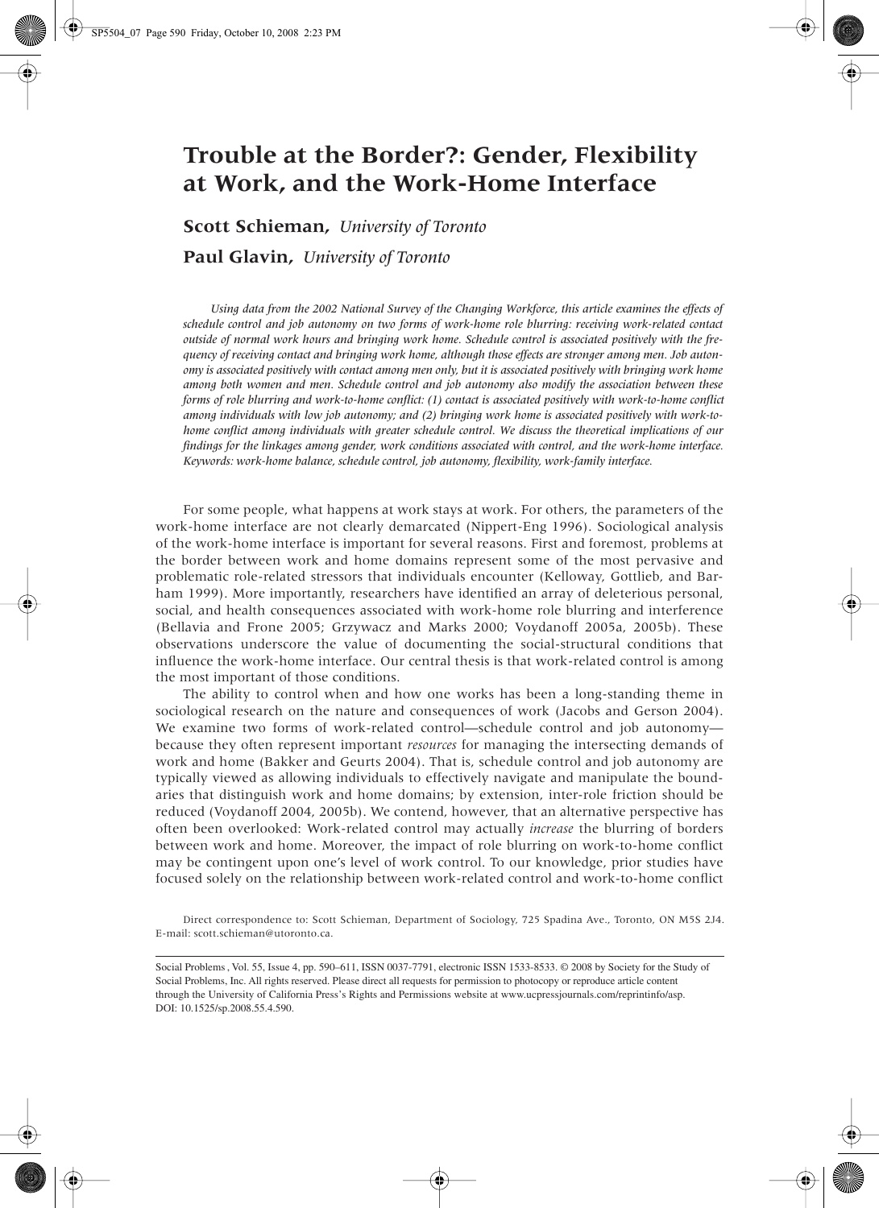# Trouble at the Border?: Gender, Flexibility at Work, and the Work-Home Interface

**Scott Schieman,** *University of Toronto*

**Paul Glavin,** *University of Toronto*

*Using data from the 2002 National Survey of the Changing Workforce, this article examines the effects of schedule control and job autonomy on two forms of work-home role blurring: receiving work-related contact outside of normal work hours and bringing work home. Schedule control is associated positively with the frequency of receiving contact and bringing work home, although those effects are stronger among men. Job autonomy is associated positively with contact among men only, but it is associated positively with bringing work home among both women and men. Schedule control and job autonomy also modify the association between these forms of role blurring and work-to-home conflict: (1) contact is associated positively with work-to-home conflict among individuals with low job autonomy; and (2) bringing work home is associated positively with work-to-home conflict among individuals with greater schedule control. We discuss the theoretical implications of our findings for the linkages among gender, work conditions associated with control, and the work-home interface. Keywords: work-home balance, schedule control, job autonomy, flexibility, work-family interface.*

For some people, what happens at work stays at work. For others, the parameters of the work-home interface are not clearly demarcated (Nippert-Eng 1996). Sociological analysis of the work-home interface is important for several reasons. First and foremost, problems at the border between work and home domains represent some of the most pervasive and problematic role-related stressors that individuals encounter (Kelloway, Gottlieb, and Barham 1999). More importantly, researchers have identified an array of deleterious personal, social, and health consequences associated with work-home role blurring and interference (Bellavia and Frone 2005; Grzywacz and Marks 2000; Voydanoff 2005a, 2005b). These observations underscore the value of documenting the social-structural conditions that influence the work-home interface. Our central thesis is that work-related control is among the most important of those conditions.

The ability to control when and how one works has been a long-standing theme in sociological research on the nature and consequences of work (Jacobs and Gerson 2004). We examine two forms of work-related control—schedule control and job autonomy—because they often represent important *resources* for managing the intersecting demands of work and home (Bakker and Geurts 2004). That is, schedule control and job autonomy are typically viewed as allowing individuals to effectively navigate and manipulate the boundaries that distinguish work and home domains; by extension, inter-role friction should be reduced (Voydanoff 2004, 2005b). We contend, however, that an alternative perspective has often been overlooked: Work-related control may actually *increase* the blurring of borders between work and home. Moreover, the impact of role blurring on work-to-home conflict may be contingent upon one's level of work control. To our knowledge, prior studies have focused solely on the relationship between work-related control and work-to-home conflict

Direct correspondence to: Scott Schieman, Department of Sociology, 725 Spadina Ave., Toronto, ON M5S 2J4. E-mail: scott.schieman@utoronto.ca.

Social Problems, Vol. 55, Issue 4, pp. 590–611, ISSN 0037-7791, electronic ISSN 1533-8533. © 2008 by Society for the Study of Social Problems, Inc. All rights reserved. Please direct all requests for permission to photocopy or reproduce article content through the University of California Press's Rights and Permissions website at www.ucpressjournals.com/reprintinfo/asp. DOI: 10.1525/sp.2008.55.4.590.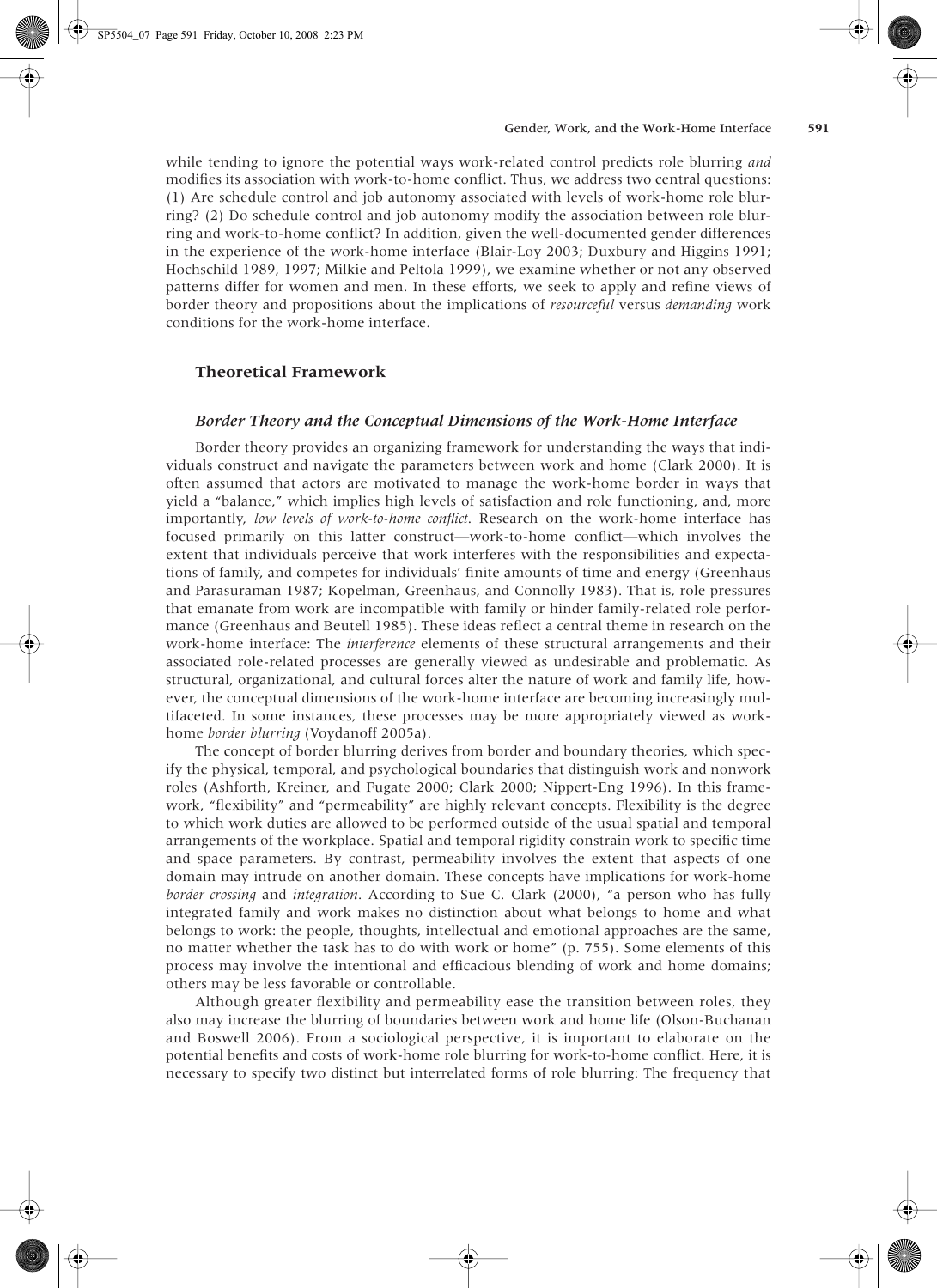while tending to ignore the potential ways work-related control predicts role blurring *and* modifies its association with work-to-home conflict. Thus, we address two central questions: (1) Are schedule control and job autonomy associated with levels of work-home role blurring? (2) Do schedule control and job autonomy modify the association between role blurring and work-to-home conflict? In addition, given the well-documented gender differences in the experience of the work-home interface (Blair-Loy 2003; Duxbury and Higgins 1991; Hochschild 1989, 1997; Milkie and Peltola 1999), we examine whether or not any observed patterns differ for women and men. In these efforts, we seek to apply and refine views of border theory and propositions about the implications of *resourceful* versus *demanding* work conditions for the work-home interface.

## Theoretical Framework

### Border Theory and the Conceptual Dimensions of the Work-Home Interface

Border theory provides an organizing framework for understanding the ways that individuals construct and navigate the parameters between work and home (Clark 2000). It is often assumed that actors are motivated to manage the work-home border in ways that yield a "balance," which implies high levels of satisfaction and role functioning, and, more importantly, *low levels of work-to-home conflict*. Research on the work-home interface has focused primarily on this latter construct—work-to-home conflict—which involves the extent that individuals perceive that work interferes with the responsibilities and expectations of family, and competes for individuals' finite amounts of time and energy (Greenhaus and Parasuraman 1987; Kopelman, Greenhaus, and Connolly 1983). That is, role pressures that emanate from work are incompatible with family or hinder family-related role performance (Greenhaus and Beutell 1985). These ideas reflect a central theme in research on the work-home interface: The *interference* elements of these structural arrangements and their associated role-related processes are generally viewed as undesirable and problematic. As structural, organizational, and cultural forces alter the nature of work and family life, however, the conceptual dimensions of the work-home interface are becoming increasingly multifaceted. In some instances, these processes may be more appropriately viewed as work-home *border blurring* (Voydanoff 2005a).

The concept of border blurring derives from border and boundary theories, which specify the physical, temporal, and psychological boundaries that distinguish work and nonwork roles (Ashforth, Kreiner, and Fugate 2000; Clark 2000; Nippert-Eng 1996). In this framework, "flexibility" and "permeability" are highly relevant concepts. Flexibility is the degree to which work duties are allowed to be performed outside of the usual spatial and temporal arrangements of the workplace. Spatial and temporal rigidity constrain work to specific time and space parameters. By contrast, permeability involves the extent that aspects of one domain may intrude on another domain. These concepts have implications for work-home *border crossing* and *integration*. According to Sue C. Clark (2000), "a person who has fully integrated family and work makes no distinction about what belongs to home and what belongs to work: the people, thoughts, intellectual and emotional approaches are the same, no matter whether the task has to do with work or home" (p. 755). Some elements of this process may involve the intentional and efficacious blending of work and home domains; others may be less favorable or controllable.

Although greater flexibility and permeability ease the transition between roles, they also may increase the blurring of boundaries between work and home life (Olson-Buchanan and Boswell 2006). From a sociological perspective, it is important to elaborate on the potential benefits and costs of work-home role blurring for work-to-home conflict. Here, it is necessary to specify two distinct but interrelated forms of role blurring: The frequency that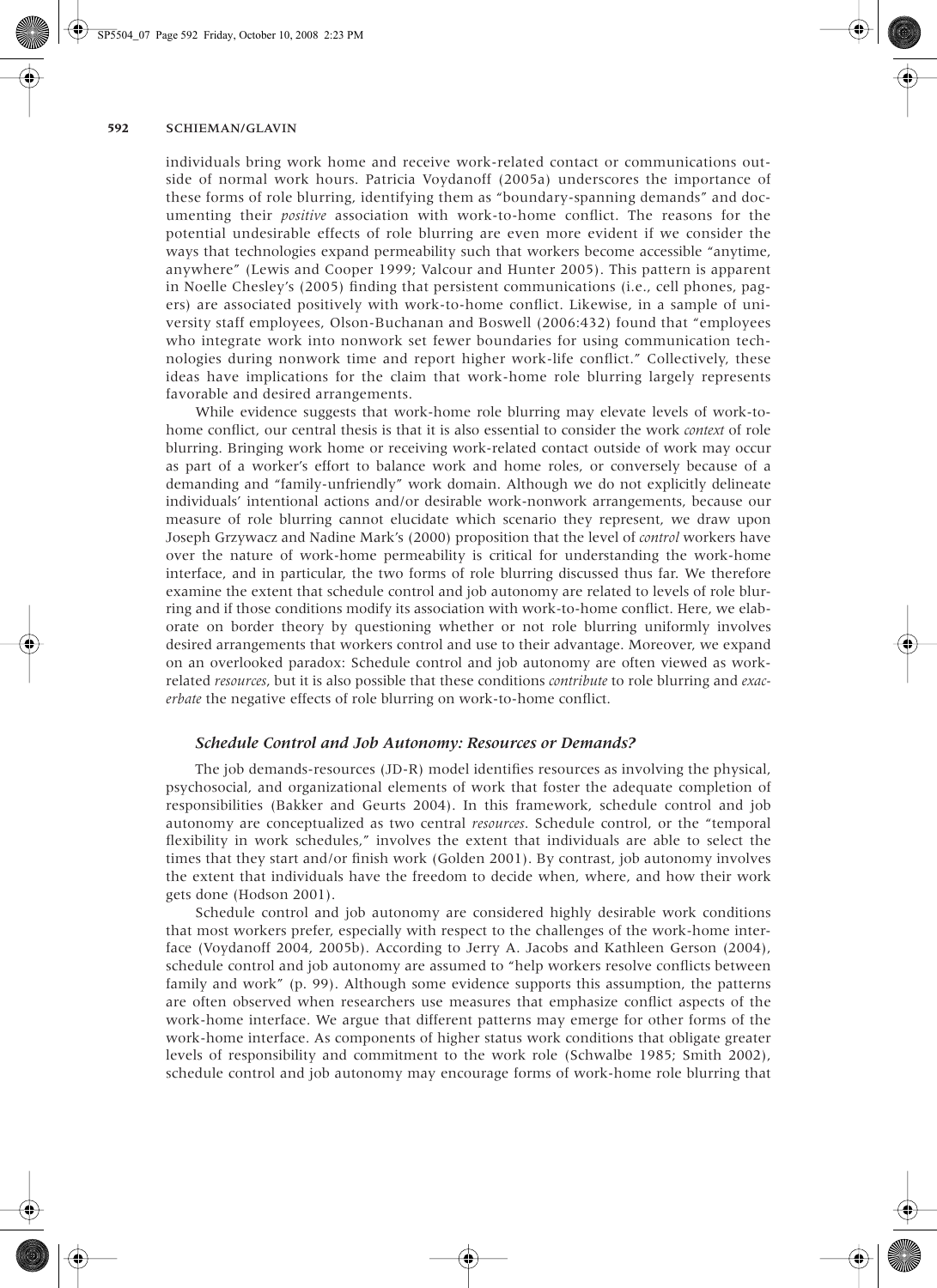individuals bring work home and receive work-related contact or communications outside of normal work hours. Patricia Voydanoff (2005a) underscores the importance of these forms of role blurring, identifying them as "boundary-spanning demands" and documenting their *positive* association with work-to-home conflict. The reasons for the potential undesirable effects of role blurring are even more evident if we consider the ways that technologies expand permeability such that workers become accessible "anytime, anywhere" (Lewis and Cooper 1999; Valcour and Hunter 2005). This pattern is apparent in Noelle Chesley's (2005) finding that persistent communications (i.e., cell phones, pagers) are associated positively with work-to-home conflict. Likewise, in a sample of university staff employees, Olson-Buchanan and Boswell (2006:432) found that "employees who integrate work into nonwork set fewer boundaries for using communication technologies during nonwork time and report higher work-life conflict." Collectively, these ideas have implications for the claim that work-home role blurring largely represents favorable and desired arrangements.

While evidence suggests that work-home role blurring may elevate levels of work-to-home conflict, our central thesis is that it is also essential to consider the work *context* of role blurring. Bringing work home or receiving work-related contact outside of work may occur as part of a worker's effort to balance work and home roles, or conversely because of a demanding and "family-unfriendly" work domain. Although we do not explicitly delineate individuals' intentional actions and/or desirable work-nonwork arrangements, because our measure of role blurring cannot elucidate which scenario they represent, we draw upon Joseph Grzywacz and Nadine Mark's (2000) proposition that the level of *control* workers have over the nature of work-home permeability is critical for understanding the work-home interface, and in particular, the two forms of role blurring discussed thus far. We therefore examine the extent that schedule control and job autonomy are related to levels of role blurring and if those conditions modify its association with work-to-home conflict. Here, we elaborate on border theory by questioning whether or not role blurring uniformly involves desired arrangements that workers control and use to their advantage. Moreover, we expand on an overlooked paradox: Schedule control and job autonomy are often viewed as work-related *resources*, but it is also possible that these conditions *contribute* to role blurring and *exacerbate* the negative effects of role blurring on work-to-home conflict.

### *Schedule Control and Job Autonomy: Resources or Demands?*

The job demands-resources (JD-R) model identifies resources as involving the physical, psychosocial, and organizational elements of work that foster the adequate completion of responsibilities (Bakker and Geurts 2004). In this framework, schedule control and job autonomy are conceptualized as two central *resources*. Schedule control, or the "temporal flexibility in work schedules," involves the extent that individuals are able to select the times that they start and/or finish work (Golden 2001). By contrast, job autonomy involves the extent that individuals have the freedom to decide when, where, and how their work gets done (Hodson 2001).

Schedule control and job autonomy are considered highly desirable work conditions that most workers prefer, especially with respect to the challenges of the work-home interface (Voydanoff 2004, 2005b). According to Jerry A. Jacobs and Kathleen Gerson (2004), schedule control and job autonomy are assumed to "help workers resolve conflicts between family and work" (p. 99). Although some evidence supports this assumption, the patterns are often observed when researchers use measures that emphasize conflict aspects of the work-home interface. We argue that different patterns may emerge for other forms of the work-home interface. As components of higher status work conditions that obligate greater levels of responsibility and commitment to the work role (Schwalbe 1985; Smith 2002), schedule control and job autonomy may encourage forms of work-home role blurring that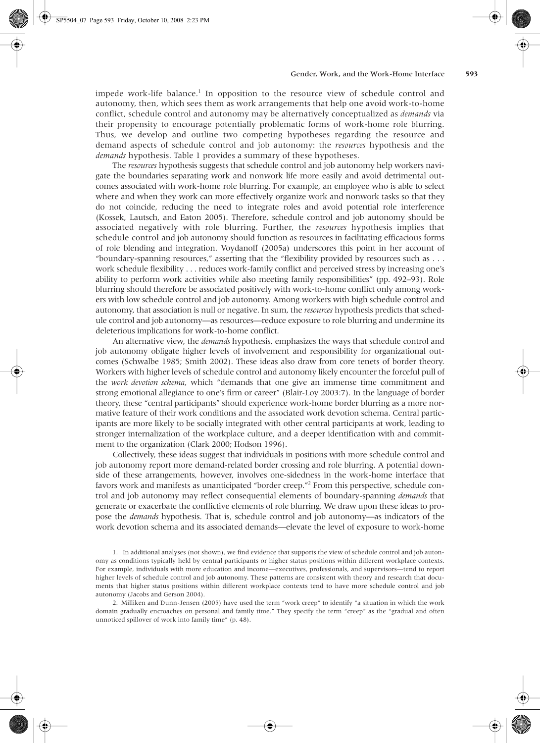impede work-life balance.[1] In opposition to the resource view of schedule control and autonomy, then, which sees them as work arrangements that help one avoid work-to-home conflict, schedule control and autonomy may be alternatively conceptualized as *demands* via their propensity to encourage potentially problematic forms of work-home role blurring. Thus, we develop and outline two competing hypotheses regarding the resource and demand aspects of schedule control and job autonomy: the *resources* hypothesis and the *demands* hypothesis. Table 1 provides a summary of these hypotheses.

The *resources* hypothesis suggests that schedule control and job autonomy help workers navigate the boundaries separating work and nonwork life more easily and avoid detrimental outcomes associated with work-home role blurring. For example, an employee who is able to select where and when they work can more effectively organize work and nonwork tasks so that they do not coincide, reducing the need to integrate roles and avoid potential role interference (Kossek, Lautsch, and Eaton 2005). Therefore, schedule control and job autonomy should be associated negatively with role blurring. Further, the *resources* hypothesis implies that schedule control and job autonomy should function as resources in facilitating efficacious forms of role blending and integration. Voydanoff (2005a) underscores this point in her account of "boundary-spanning resources," asserting that the "flexibility provided by resources such as . . . work schedule flexibility . . . reduces work-family conflict and perceived stress by increasing one's ability to perform work activities while also meeting family responsibilities" (pp. 492–93). Role blurring should therefore be associated positively with work-to-home conflict only among workers with low schedule control and job autonomy. Among workers with high schedule control and autonomy, that association is null or negative. In sum, the *resources* hypothesis predicts that schedule control and job autonomy—as resources—reduce exposure to role blurring and undermine its deleterious implications for work-to-home conflict.

An alternative view, the *demands* hypothesis, emphasizes the ways that schedule control and job autonomy obligate higher levels of involvement and responsibility for organizational outcomes (Schwalbe 1985; Smith 2002). These ideas also draw from core tenets of border theory. Workers with higher levels of schedule control and autonomy likely encounter the forceful pull of the *work devotion schema*, which "demands that one give an immense time commitment and strong emotional allegiance to one's firm or career" (Blair-Loy 2003:7). In the language of border theory, these "central participants" should experience work-home border blurring as a more normative feature of their work conditions and the associated work devotion schema. Central participants are more likely to be socially integrated with other central participants at work, leading to stronger internalization of the workplace culture, and a deeper identification with and commitment to the organization (Clark 2000; Hodson 1996).

Collectively, these ideas suggest that individuals in positions with more schedule control and job autonomy report more demand-related border crossing and role blurring. A potential downside of these arrangements, however, involves one-sidedness in the work-home interface that favors work and manifests as unanticipated "border creep."[2] From this perspective, schedule control and job autonomy may reflect consequential elements of boundary-spanning *demands* that generate or exacerbate the conflictive elements of role blurring. We draw upon these ideas to propose the *demands* hypothesis. That is, schedule control and job autonomy—as indicators of the work devotion schema and its associated demands—elevate the level of exposure to work-home

1. In additional analyses (not shown), we find evidence that supports the view of schedule control and job autonomy as conditions typically held by central participants or higher status positions within different workplace contexts. For example, individuals with more education and income—executives, professionals, and supervisors—tend to report higher levels of schedule control and job autonomy. These patterns are consistent with theory and research that documents that higher status positions within different workplace contexts tend to have more schedule control and job autonomy (Jacobs and Gerson 2004).

2. Milliken and Dunn-Jensen (2005) have used the term "work creep" to identify "a situation in which the work domain gradually encroaches on personal and family time." They specify the term "creep" as the "gradual and often unnoticed spillover of work into family time" (p. 48).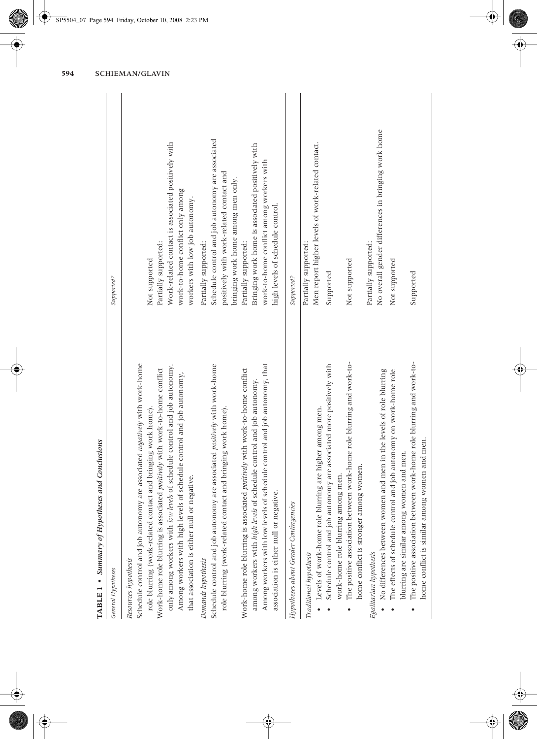**TABLE 1 • Summary of Hypotheses and Conclusions**

| General Hypotheses | Supported? |
|---|---|
| *Resources hypothesis* | |
| Schedule control and job autonomy are associated *negatively* with work-home role blurring (work-related contact and bringing work home). | Not supported |
| Work-home role blurring is associated *positively* with work-to-home conflict only among workers with *low levels* of schedule control and job autonomy. Among workers with high levels of schedule control and job autonomy, that association is either null or negative. | Partially supported: Work-related contact is associated positively with work-to-home conflict only among workers with low job autonomy. |
| *Demands hypothesis* | |
| Schedule control and job autonomy are associated *positively* with work-home role blurring (work-related contact and bringing work home). | Partially supported: Schedule control and job autonomy are associated positively with work-related contact and bringing work home among men only. |
| Work-home role blurring is associated *positively* with work-to-home conflict among workers with *high levels* of schedule control and job autonomy. Among workers with low levels of schedule control and job autonomy, that association is either null or negative. | Partially supported: Bringing work home is associated positively with work-to-home conflict among workers with high levels of schedule control. |
| ***Hypotheses about Gender Contingencies*** | ***Supported?*** |
| *Traditional hypothesis* | |
| • Levels of work-home role blurring are higher among men. | Partially supported: Men report higher levels of work-related contact. |
| • Schedule control and job autonomy are associated more positively with work-home role blurring among men. | Supported |
| • The positive association between work-home role blurring and work-to-home conflict is stronger among women. | Not supported |
| *Egalitarian hypothesis* | |
| • No differences between women and men in the levels of role blurring | Partially supported: No overall gender differences in bringing work home |
| • The effects of schedule control and job autonomy on work-home role blurring are similar among women and men. | Not supported |
| • The positive association between work-home role blurring and work-to-home conflict is similar among women and men. | Supported |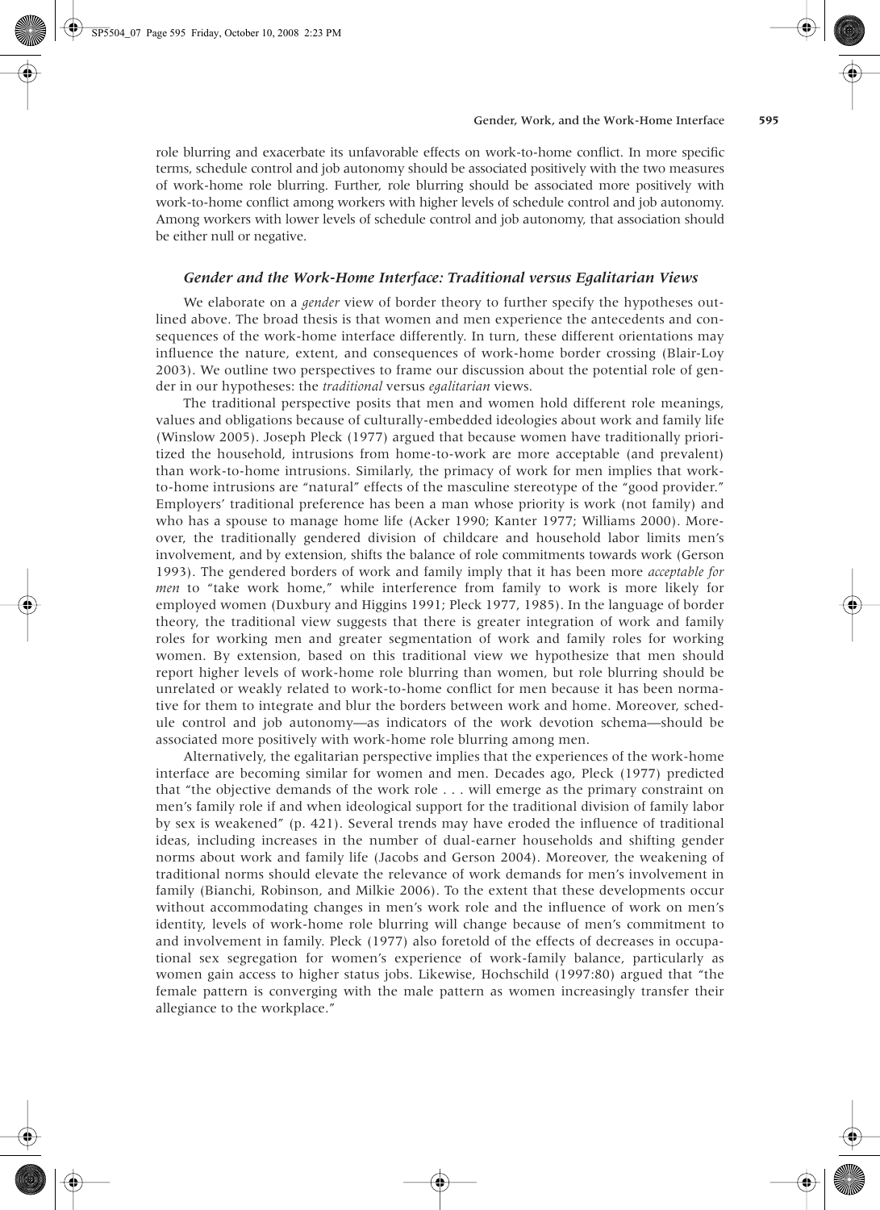role blurring and exacerbate its unfavorable effects on work-to-home conflict. In more specific terms, schedule control and job autonomy should be associated positively with the two measures of work-home role blurring. Further, role blurring should be associated more positively with work-to-home conflict among workers with higher levels of schedule control and job autonomy. Among workers with lower levels of schedule control and job autonomy, that association should be either null or negative.

### *Gender and the Work-Home Interface: Traditional versus Egalitarian Views*

We elaborate on a *gender* view of border theory to further specify the hypotheses outlined above. The broad thesis is that women and men experience the antecedents and consequences of the work-home interface differently. In turn, these different orientations may influence the nature, extent, and consequences of work-home border crossing (Blair-Loy 2003). We outline two perspectives to frame our discussion about the potential role of gender in our hypotheses: the *traditional* versus *egalitarian* views.

The traditional perspective posits that men and women hold different role meanings, values and obligations because of culturally-embedded ideologies about work and family life (Winslow 2005). Joseph Pleck (1977) argued that because women have traditionally prioritized the household, intrusions from home-to-work are more acceptable (and prevalent) than work-to-home intrusions. Similarly, the primacy of work for men implies that work-to-home intrusions are "natural" effects of the masculine stereotype of the "good provider." Employers' traditional preference has been a man whose priority is work (not family) and who has a spouse to manage home life (Acker 1990; Kanter 1977; Williams 2000). Moreover, the traditionally gendered division of childcare and household labor limits men's involvement, and by extension, shifts the balance of role commitments towards work (Gerson 1993). The gendered borders of work and family imply that it has been more *acceptable for men* to "take work home," while interference from family to work is more likely for employed women (Duxbury and Higgins 1991; Pleck 1977, 1985). In the language of border theory, the traditional view suggests that there is greater integration of work and family roles for working men and greater segmentation of work and family roles for working women. By extension, based on this traditional view we hypothesize that men should report higher levels of work-home role blurring than women, but role blurring should be unrelated or weakly related to work-to-home conflict for men because it has been normative for them to integrate and blur the borders between work and home. Moreover, schedule control and job autonomy—as indicators of the work devotion schema—should be associated more positively with work-home role blurring among men.

Alternatively, the egalitarian perspective implies that the experiences of the work-home interface are becoming similar for women and men. Decades ago, Pleck (1977) predicted that "the objective demands of the work role . . . will emerge as the primary constraint on men's family role if and when ideological support for the traditional division of family labor by sex is weakened" (p. 421). Several trends may have eroded the influence of traditional ideas, including increases in the number of dual-earner households and shifting gender norms about work and family life (Jacobs and Gerson 2004). Moreover, the weakening of traditional norms should elevate the relevance of work demands for men's involvement in family (Bianchi, Robinson, and Milkie 2006). To the extent that these developments occur without accommodating changes in men's work role and the influence of work on men's identity, levels of work-home role blurring will change because of men's commitment to and involvement in family. Pleck (1977) also foretold of the effects of decreases in occupational sex segregation for women's experience of work-family balance, particularly as women gain access to higher status jobs. Likewise, Hochschild (1997:80) argued that "the female pattern is converging with the male pattern as women increasingly transfer their allegiance to the workplace."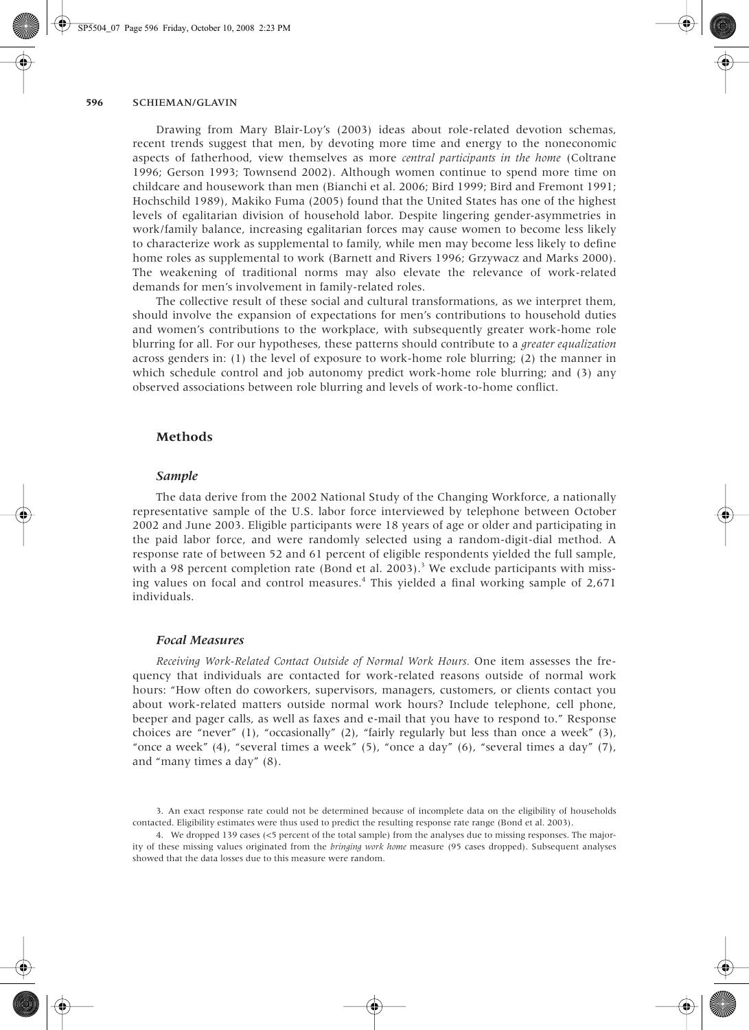Drawing from Mary Blair-Loy's (2003) ideas about role-related devotion schemas, recent trends suggest that men, by devoting more time and energy to the noneconomic aspects of fatherhood, view themselves as more *central participants in the home* (Coltrane 1996; Gerson 1993; Townsend 2002). Although women continue to spend more time on childcare and housework than men (Bianchi et al. 2006; Bird 1999; Bird and Fremont 1991; Hochschild 1989), Makiko Fuma (2005) found that the United States has one of the highest levels of egalitarian division of household labor. Despite lingering gender-asymmetries in work/family balance, increasing egalitarian forces may cause women to become less likely to characterize work as supplemental to family, while men may become less likely to define home roles as supplemental to work (Barnett and Rivers 1996; Grzywacz and Marks 2000). The weakening of traditional norms may also elevate the relevance of work-related demands for men's involvement in family-related roles.

The collective result of these social and cultural transformations, as we interpret them, should involve the expansion of expectations for men's contributions to household duties and women's contributions to the workplace, with subsequently greater work-home role blurring for all. For our hypotheses, these patterns should contribute to a *greater equalization* across genders in: (1) the level of exposure to work-home role blurring; (2) the manner in which schedule control and job autonomy predict work-home role blurring; and (3) any observed associations between role blurring and levels of work-to-home conflict.

## Methods

### *Sample*

The data derive from the 2002 National Study of the Changing Workforce, a nationally representative sample of the U.S. labor force interviewed by telephone between October 2002 and June 2003. Eligible participants were 18 years of age or older and participating in the paid labor force, and were randomly selected using a random-digit-dial method. A response rate of between 52 and 61 percent of eligible respondents yielded the full sample, with a 98 percent completion rate (Bond et al. 2003).[3] We exclude participants with missing values on focal and control measures.[4] This yielded a final working sample of 2,671 individuals.

### *Focal Measures*

*Receiving Work-Related Contact Outside of Normal Work Hours.* One item assesses the frequency that individuals are contacted for work-related reasons outside of normal work hours: "How often do coworkers, supervisors, managers, customers, or clients contact you about work-related matters outside normal work hours? Include telephone, cell phone, beeper and pager calls, as well as faxes and e-mail that you have to respond to." Response choices are "never" (1), "occasionally" (2), "fairly regularly but less than once a week" (3), "once a week" (4), "several times a week" (5), "once a day" (6), "several times a day" (7), and "many times a day" (8).

3. An exact response rate could not be determined because of incomplete data on the eligibility of households contacted. Eligibility estimates were thus used to predict the resulting response rate range (Bond et al. 2003).

4. We dropped 139 cases (<5 percent of the total sample) from the analyses due to missing responses. The majority of these missing values originated from the *bringing work home* measure (95 cases dropped). Subsequent analyses showed that the data losses due to this measure were random.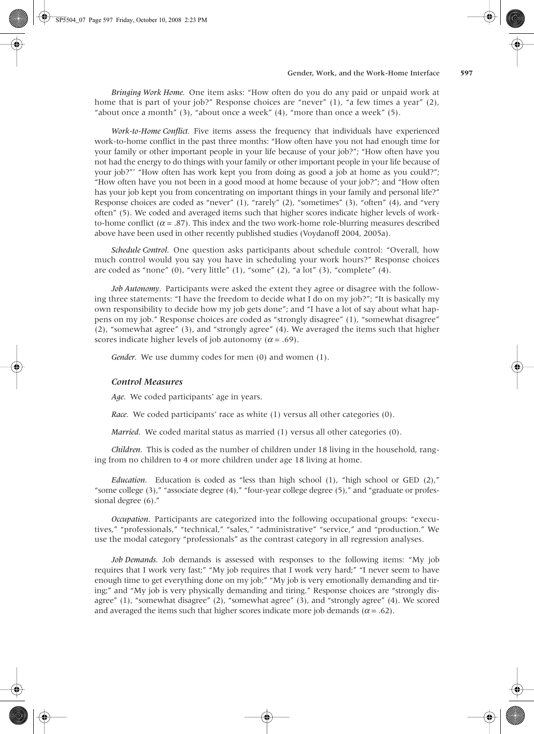*Bringing Work Home.* One item asks: "How often do you do any paid or unpaid work at home that is part of your job?" Response choices are "never" (1), "a few times a year" (2), "about once a month" (3), "about once a week" (4), "more than once a week" (5).

*Work-to-Home Conflict.* Five items assess the frequency that individuals have experienced work-to-home conflict in the past three months: "How often have you not had enough time for your family or other important people in your life because of your job?"; "How often have you not had the energy to do things with your family or other important people in your life because of your job?"' "How often has work kept you from doing as good a job at home as you could?"; "How often have you not been in a good mood at home because of your job?"; and "How often has your job kept you from concentrating on important things in your family and personal life?" Response choices are coded as "never" (1), "rarely" (2), "sometimes" (3), "often" (4), and "very often" (5). We coded and averaged items such that higher scores indicate higher levels of work-to-home conflict ($\alpha = .87$). This index and the two work-home role-blurring measures described above have been used in other recently published studies (Voydanoff 2004, 2005a).

*Schedule Control.* One question asks participants about schedule control: "Overall, how much control would you say you have in scheduling your work hours?" Response choices are coded as "none" (0), "very little" (1), "some" (2), "a lot" (3), "complete" (4).

*Job Autonomy.* Participants were asked the extent they agree or disagree with the following three statements: "I have the freedom to decide what I do on my job?"; "It is basically my own responsibility to decide how my job gets done"; and "I have a lot of say about what happens on my job." Response choices are coded as "strongly disagree" (1), "somewhat disagree" (2), "somewhat agree" (3), and "strongly agree" (4). We averaged the items such that higher scores indicate higher levels of job autonomy ($\alpha = .69$).

*Gender.* We use dummy codes for men (0) and women (1).

### Control Measures

*Age.* We coded participants' age in years.

*Race.* We coded participants' race as white (1) versus all other categories (0).

*Married.* We coded marital status as married (1) versus all other categories (0).

*Children.* This is coded as the number of children under 18 living in the household, ranging from no children to 4 or more children under age 18 living at home.

*Education.* Education is coded as "less than high school (1), "high school or GED (2)," "some college (3)," "associate degree (4)," "four-year college degree (5)," and "graduate or professional degree (6)."

*Occupation.* Participants are categorized into the following occupational groups: "executives," "professionals," "technical," "sales," "administrative" "service," and "production." We use the modal category "professionals" as the contrast category in all regression analyses.

*Job Demands.* Job demands is assessed with responses to the following items: "My job requires that I work very fast;" "My job requires that I work very hard;" "I never seem to have enough time to get everything done on my job;" "My job is very emotionally demanding and tiring;" and "My job is very physically demanding and tiring." Response choices are "strongly disagree" (1), "somewhat disagree" (2), "somewhat agree" (3), and "strongly agree" (4). We scored and averaged the items such that higher scores indicate more job demands ($\alpha = .62$).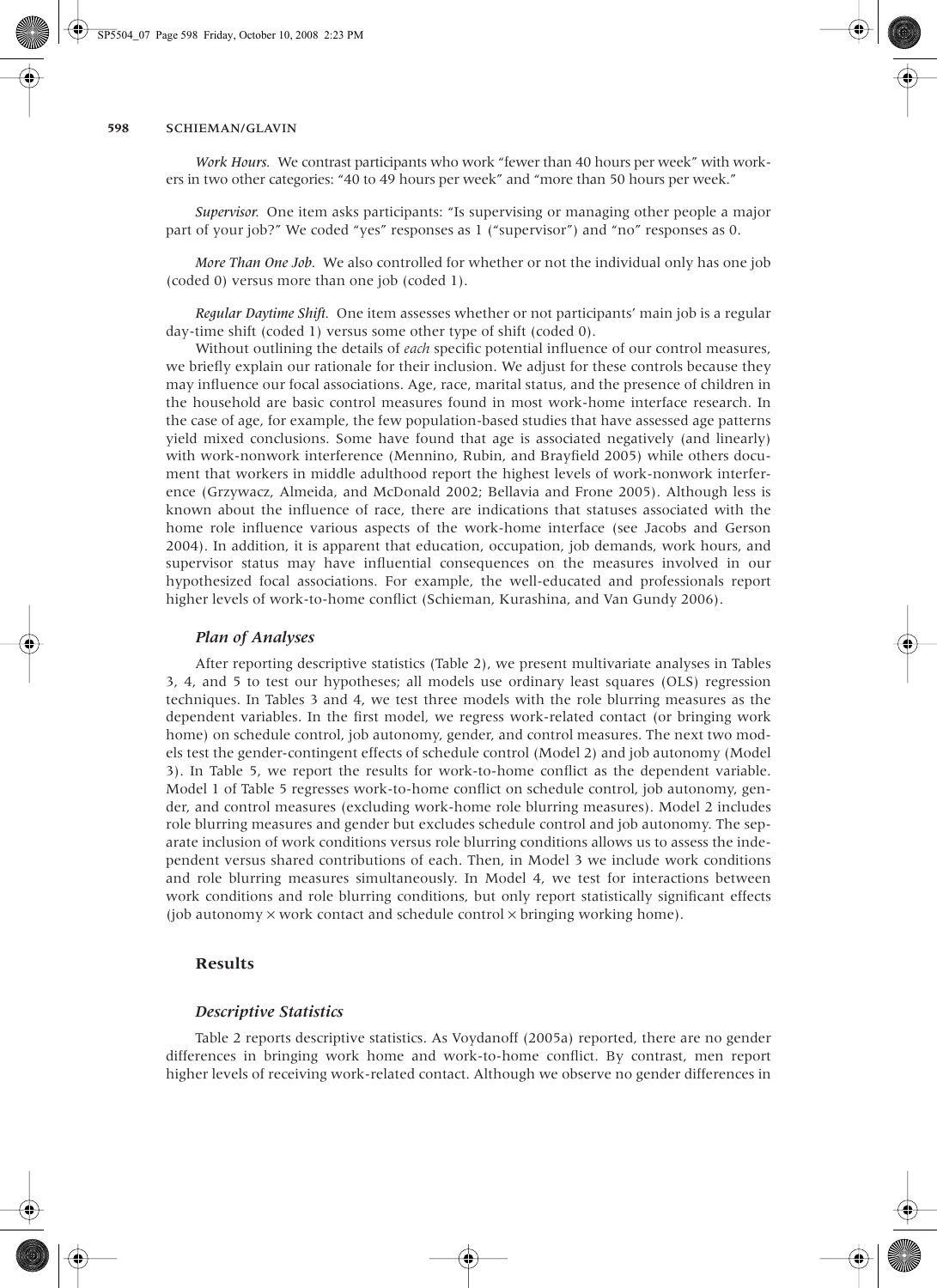*Work Hours.* We contrast participants who work "fewer than 40 hours per week" with workers in two other categories: "40 to 49 hours per week" and "more than 50 hours per week."

*Supervisor.* One item asks participants: "Is supervising or managing other people a major part of your job?" We coded "yes" responses as 1 ("supervisor") and "no" responses as 0.

*More Than One Job.* We also controlled for whether or not the individual only has one job (coded 0) versus more than one job (coded 1).

*Regular Daytime Shift.* One item assesses whether or not participants' main job is a regular day-time shift (coded 1) versus some other type of shift (coded 0).

Without outlining the details of *each* specific potential influence of our control measures, we briefly explain our rationale for their inclusion. We adjust for these controls because they may influence our focal associations. Age, race, marital status, and the presence of children in the household are basic control measures found in most work-home interface research. In the case of age, for example, the few population-based studies that have assessed age patterns yield mixed conclusions. Some have found that age is associated negatively (and linearly) with work-nonwork interference (Mennino, Rubin, and Brayfield 2005) while others document that workers in middle adulthood report the highest levels of work-nonwork interference (Grzywacz, Almeida, and McDonald 2002; Bellavia and Frone 2005). Although less is known about the influence of race, there are indications that statuses associated with the home role influence various aspects of the work-home interface (see Jacobs and Gerson 2004). In addition, it is apparent that education, occupation, job demands, work hours, and supervisor status may have influential consequences on the measures involved in our hypothesized focal associations. For example, the well-educated and professionals report higher levels of work-to-home conflict (Schieman, Kurashina, and Van Gundy 2006).

### *Plan of Analyses*

After reporting descriptive statistics (Table 2), we present multivariate analyses in Tables 3, 4, and 5 to test our hypotheses; all models use ordinary least squares (OLS) regression techniques. In Tables 3 and 4, we test three models with the role blurring measures as the dependent variables. In the first model, we regress work-related contact (or bringing work home) on schedule control, job autonomy, gender, and control measures. The next two models test the gender-contingent effects of schedule control (Model 2) and job autonomy (Model 3). In Table 5, we report the results for work-to-home conflict as the dependent variable. Model 1 of Table 5 regresses work-to-home conflict on schedule control, job autonomy, gender, and control measures (excluding work-home role blurring measures). Model 2 includes role blurring measures and gender but excludes schedule control and job autonomy. The separate inclusion of work conditions versus role blurring conditions allows us to assess the independent versus shared contributions of each. Then, in Model 3 we include work conditions and role blurring measures simultaneously. In Model 4, we test for interactions between work conditions and role blurring conditions, but only report statistically significant effects (job autonomy × work contact and schedule control × bringing working home).

## Results

### *Descriptive Statistics*

Table 2 reports descriptive statistics. As Voydanoff (2005a) reported, there are no gender differences in bringing work home and work-to-home conflict. By contrast, men report higher levels of receiving work-related contact. Although we observe no gender differences in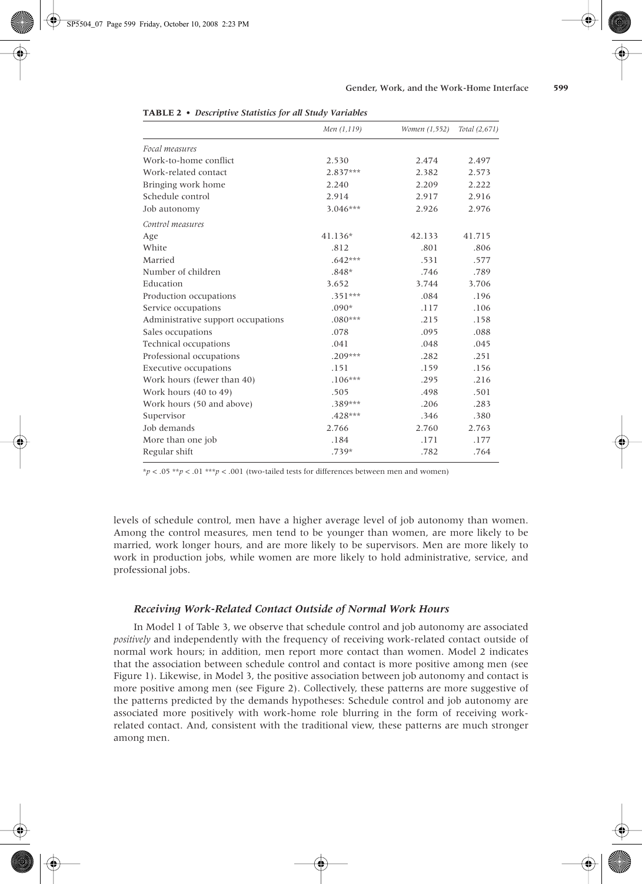**TABLE 2 • *Descriptive Statistics for all Study Variables***

| | *Men (1,119)* | *Women (1,552)* | *Total (2,671)* |
|---|---|---|---|
| *Focal measures* | | | |
| Work-to-home conflict | 2.530 | 2.474 | 2.497 |
| Work-related contact | 2.837*** | 2.382 | 2.573 |
| Bringing work home | 2.240 | 2.209 | 2.222 |
| Schedule control | 2.914 | 2.917 | 2.916 |
| Job autonomy | 3.046*** | 2.926 | 2.976 |
| *Control measures* | | | |
| Age | 41.136* | 42.133 | 41.715 |
| White | .812 | .801 | .806 |
| Married | .642*** | .531 | .577 |
| Number of children | .848* | .746 | .789 |
| Education | 3.652 | 3.744 | 3.706 |
| Production occupations | .351*** | .084 | .196 |
| Service occupations | .090* | .117 | .106 |
| Administrative support occupations | .080*** | .215 | .158 |
| Sales occupations | .078 | .095 | .088 |
| Technical occupations | .041 | .048 | .045 |
| Professional occupations | .209*** | .282 | .251 |
| Executive occupations | .151 | .159 | .156 |
| Work hours (fewer than 40) | .106*** | .295 | .216 |
| Work hours (40 to 49) | .505 | .498 | .501 |
| Work hours (50 and above) | .389*** | .206 | .283 |
| Supervisor | .428*** | .346 | .380 |
| Job demands | 2.766 | 2.760 | 2.763 |
| More than one job | .184 | .171 | .177 |
| Regular shift | .739* | .782 | .764 |

*$p < .05$ **$p < .01$ ***$p < .001$ (two-tailed tests for differences between men and women)

levels of schedule control, men have a higher average level of job autonomy than women. Among the control measures, men tend to be younger than women, are more likely to be married, work longer hours, and are more likely to be supervisors. Men are more likely to work in production jobs, while women are more likely to hold administrative, service, and professional jobs.

### *Receiving Work-Related Contact Outside of Normal Work Hours*

In Model 1 of Table 3, we observe that schedule control and job autonomy are associated *positively* and independently with the frequency of receiving work-related contact outside of normal work hours; in addition, men report more contact than women. Model 2 indicates that the association between schedule control and contact is more positive among men (see Figure 1). Likewise, in Model 3, the positive association between job autonomy and contact is more positive among men (see Figure 2). Collectively, these patterns are more suggestive of the patterns predicted by the demands hypotheses: Schedule control and job autonomy are associated more positively with work-home role blurring in the form of receiving work-related contact. And, consistent with the traditional view, these patterns are much stronger among men.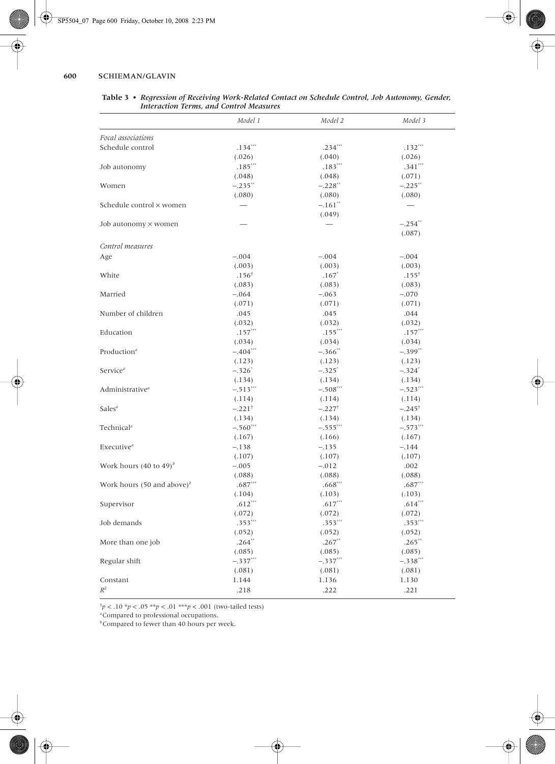**Table 3 • *Regression of Receiving Work-Related Contact on Schedule Control, Job Autonomy, Gender, Interaction Terms, and Control Measures***

| | *Model 1* | *Model 2* | *Model 3* |
|---|---|---|---|
| *Focal associations* | | | |
| Schedule control | .134*** | .234*** | .132*** |
| | (.026) | (.040) | (.026) |
| Job autonomy | .185*** | .183*** | .341*** |
| | (.048) | (.048) | (.071) |
| Women | −.235** | −.228** | −.225** |
| | (.080) | (.080) | (.080) |
| Schedule control × women | — | −.161** | — |
| | | (.049) | |
| Job autonomy × women | — | — | −.254** |
| | | | (.087) |
| *Control measures* | | | |
| Age | −.004 | −.004 | −.004 |
| | (.003) | (.003) | (.003) |
| White | .156† | .167* | .155† |
| | (.083) | (.083) | (.083) |
| Married | −.064 | −.063 | −.070 |
| | (.071) | (.071) | (.071) |
| Number of children | .045 | .045 | .044 |
| | (.032) | (.032) | (.032) |
| Education | .157*** | .155*** | .157*** |
| | (.034) | (.034) | (.034) |
| Production[a] | −.404*** | −.366** | −.399** |
| | (.123) | (.123) | (.123) |
| Service[a] | −.326* | −.325* | −.324* |
| | (.134) | (.134) | (.134) |
| Administrative[a] | −.513*** | −.508*** | −.523*** |
| | (.114) | (.114) | (.114) |
| Sales[a] | −.221† | −.227† | −.245† |
| | (.134) | (.134) | (.134) |
| Technical[a] | −.560*** | −.555*** | −.573*** |
| | (.167) | (.166) | (.167) |
| Executive[a] | −.138 | −.135 | −.144 |
| | (.107) | (.107) | (.107) |
| Work hours (40 to 49)[b] | −.005 | −.012 | .002 |
| | (.088) | (.088) | (.088) |
| Work hours (50 and above)[b] | .687*** | .668*** | .687*** |
| | (.104) | (.103) | (.103) |
| Supervisor | .612*** | .617*** | .614*** |
| | (.072) | (.072) | (.072) |
| Job demands | .353*** | .353*** | .353*** |
| | (.052) | (.052) | (.052) |
| More than one job | .264** | .267** | .265** |
| | (.085) | (.085) | (.085) |
| Regular shift | −.337*** | −.337*** | −.338*** |
| | (.081) | (.081) | (.081) |
| Constant | 1.144 | 1.136 | 1.130 |
| $R^2$ | .218 | .222 | .221 |

†$p < .10$ *$p < .05$ **$p < .01$ ***$p < .001$ (two-tailed tests)

[a] Compared to professional occupations.

[b] Compared to fewer than 40 hours per week.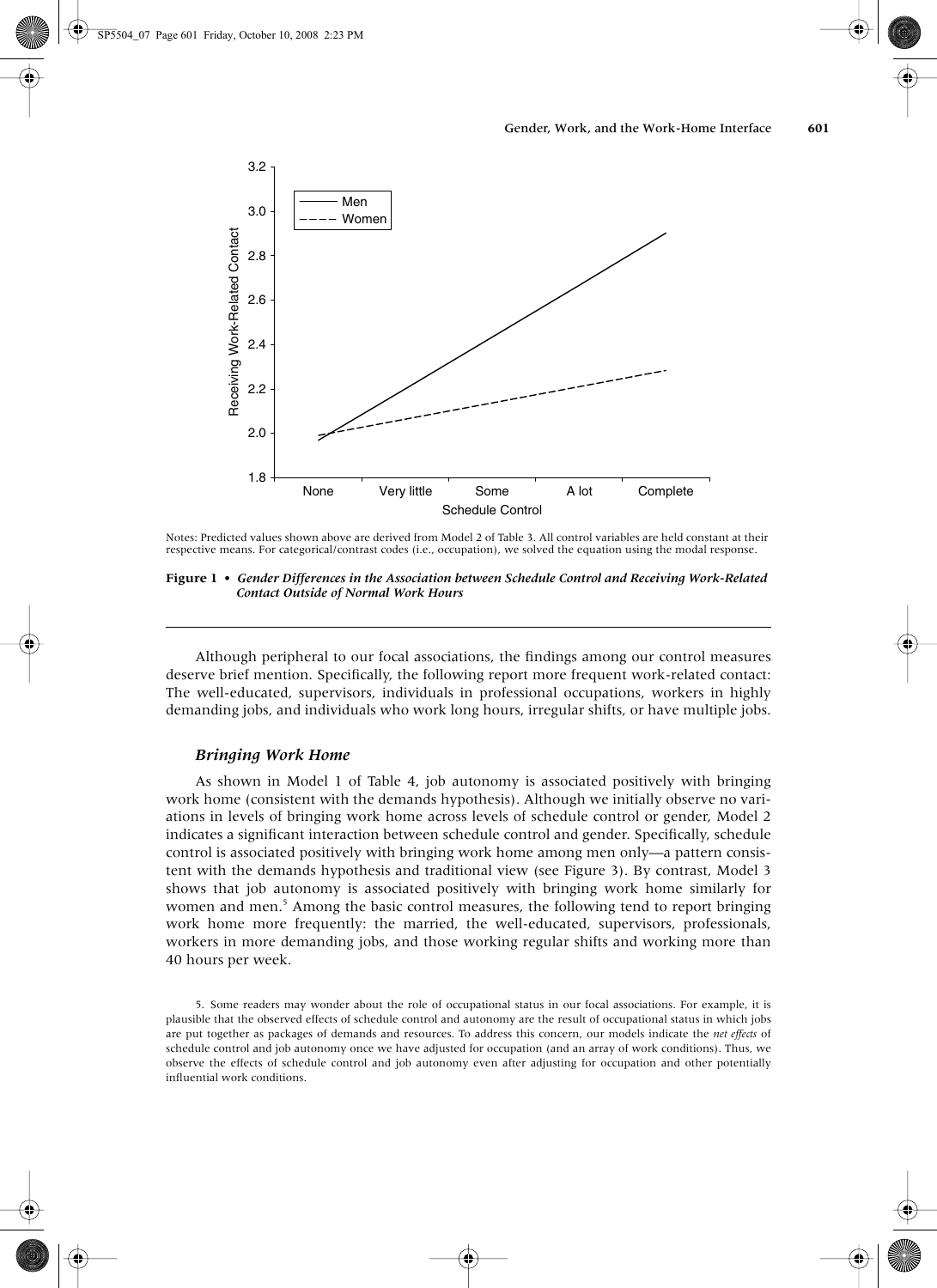Notes: Predicted values shown above are derived from Model 2 of Table 3. All control variables are held constant at their respective means. For categorical/contrast codes (i.e., occupation), we solved the equation using the modal response.

**Figure 1 •** ***Gender Differences in the Association between Schedule Control and Receiving Work-Related Contact Outside of Normal Work Hours***

Although peripheral to our focal associations, the findings among our control measures deserve brief mention. Specifically, the following report more frequent work-related contact: The well-educated, supervisors, individuals in professional occupations, workers in highly demanding jobs, and individuals who work long hours, irregular shifts, or have multiple jobs.

### *Bringing Work Home*

As shown in Model 1 of Table 4, job autonomy is associated positively with bringing work home (consistent with the demands hypothesis). Although we initially observe no variations in levels of bringing work home across levels of schedule control or gender, Model 2 indicates a significant interaction between schedule control and gender. Specifically, schedule control is associated positively with bringing work home among men only—a pattern consistent with the demands hypothesis and traditional view (see Figure 3). By contrast, Model 3 shows that job autonomy is associated positively with bringing work home similarly for women and men.[5] Among the basic control measures, the following tend to report bringing work home more frequently: the married, the well-educated, supervisors, professionals, workers in more demanding jobs, and those working regular shifts and working more than 40 hours per week.

5. Some readers may wonder about the role of occupational status in our focal associations. For example, it is plausible that the observed effects of schedule control and autonomy are the result of occupational status in which jobs are put together as packages of demands and resources. To address this concern, our models indicate the *net effects* of schedule control and job autonomy once we have adjusted for occupation (and an array of work conditions). Thus, we observe the effects of schedule control and job autonomy even after adjusting for occupation and other potentially influential work conditions.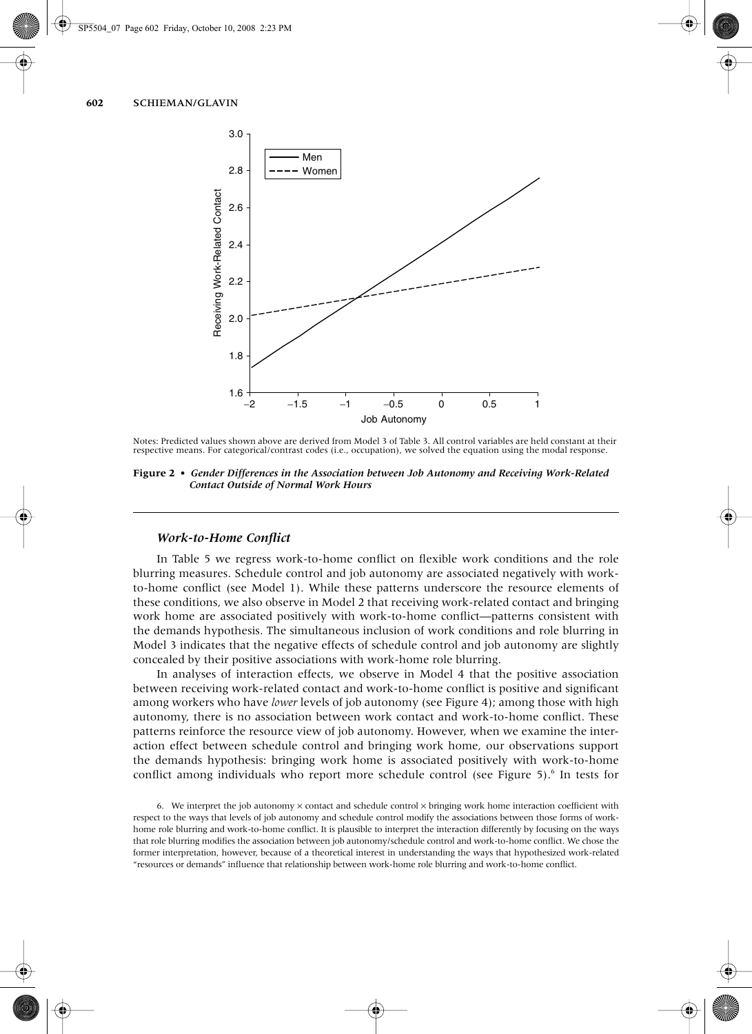Notes: Predicted values shown above are derived from Model 3 of Table 3. All control variables are held constant at their respective means. For categorical/contrast codes (i.e., occupation), we solved the equation using the modal response.

**Figure 2 • *Gender Differences in the Association between Job Autonomy and Receiving Work-Related Contact Outside of Normal Work Hours***

### *Work-to-Home Conflict*

In Table 5 we regress work-to-home conflict on flexible work conditions and the role blurring measures. Schedule control and job autonomy are associated negatively with work-to-home conflict (see Model 1). While these patterns underscore the resource elements of these conditions, we also observe in Model 2 that receiving work-related contact and bringing work home are associated positively with work-to-home conflict—patterns consistent with the demands hypothesis. The simultaneous inclusion of work conditions and role blurring in Model 3 indicates that the negative effects of schedule control and job autonomy are slightly concealed by their positive associations with work-home role blurring.

In analyses of interaction effects, we observe in Model 4 that the positive association between receiving work-related contact and work-to-home conflict is positive and significant among workers who have *lower* levels of job autonomy (see Figure 4); among those with high autonomy, there is no association between work contact and work-to-home conflict. These patterns reinforce the resource view of job autonomy. However, when we examine the interaction effect between schedule control and bringing work home, our observations support the demands hypothesis: bringing work home is associated positively with work-to-home conflict among individuals who report more schedule control (see Figure 5).[6] In tests for

6. We interpret the job autonomy × contact and schedule control × bringing work home interaction coefficient with respect to the ways that levels of job autonomy and schedule control modify the associations between those forms of work-home role blurring and work-to-home conflict. It is plausible to interpret the interaction differently by focusing on the ways that role blurring modifies the association between job autonomy/schedule control and work-to-home conflict. We chose the former interpretation, however, because of a theoretical interest in understanding the ways that hypothesized work-related "resources or demands" influence that relationship between work-home role blurring and work-to-home conflict.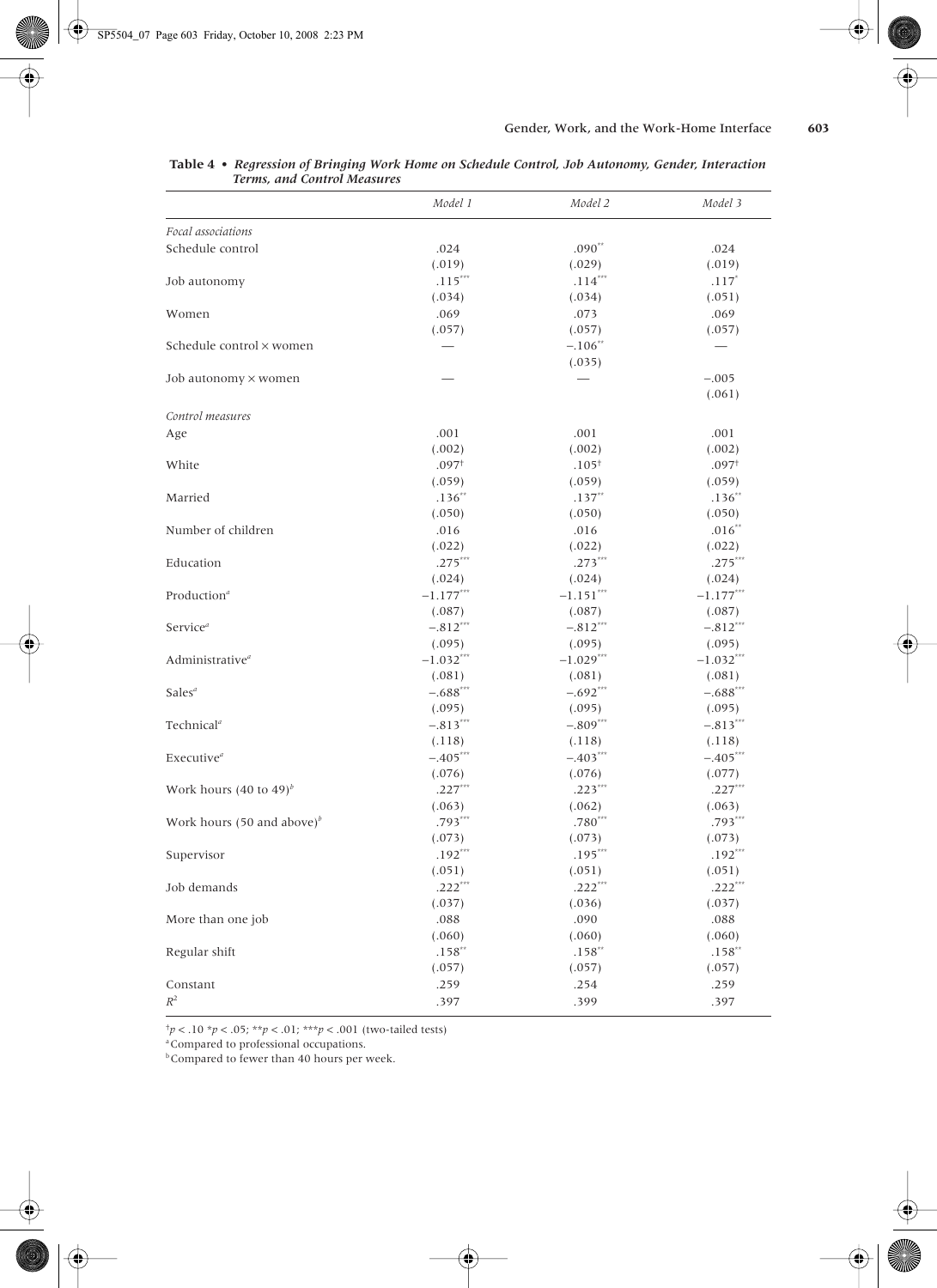**Table 4 • *Regression of Bringing Work Home on Schedule Control, Job Autonomy, Gender, Interaction Terms, and Control Measures***

| | *Model 1* | *Model 2* | *Model 3* |
|---|---|---|---|
| *Focal associations* | | | |
| Schedule control | .024 | .090** | .024 |
| | (.019) | (.029) | (.019) |
| Job autonomy | .115*** | .114*** | .117* |
| | (.034) | (.034) | (.051) |
| Women | .069 | .073 | .069 |
| | (.057) | (.057) | (.057) |
| Schedule control × women | — | −.106** | — |
| | | (.035) | |
| Job autonomy × women | — | — | −.005 |
| | | | (.061) |
| *Control measures* | | | |
| Age | .001 | .001 | .001 |
| | (.002) | (.002) | (.002) |
| White | .097† | .105† | .097† |
| | (.059) | (.059) | (.059) |
| Married | .136** | .137** | .136** |
| | (.050) | (.050) | (.050) |
| Number of children | .016 | .016 | .016** |
| | (.022) | (.022) | (.022) |
| Education | .275*** | .273*** | .275*** |
| | (.024) | (.024) | (.024) |
| Production[a] | −1.177*** | −1.151*** | −1.177*** |
| | (.087) | (.087) | (.087) |
| Service[a] | −.812*** | −.812*** | −.812*** |
| | (.095) | (.095) | (.095) |
| Administrative[a] | −1.032*** | −1.029*** | −1.032*** |
| | (.081) | (.081) | (.081) |
| Sales[a] | −.688*** | −.692*** | −.688*** |
| | (.095) | (.095) | (.095) |
| Technical[a] | −.813*** | −.809*** | −.813*** |
| | (.118) | (.118) | (.118) |
| Executive[a] | −.405*** | −.403*** | −.405*** |
| | (.076) | (.076) | (.077) |
| Work hours (40 to 49)[b] | .227*** | .223*** | .227*** |
| | (.063) | (.062) | (.063) |
| Work hours (50 and above)[b] | .793*** | .780*** | .793*** |
| | (.073) | (.073) | (.073) |
| Supervisor | .192*** | .195*** | .192*** |
| | (.051) | (.051) | (.051) |
| Job demands | .222*** | .222*** | .222*** |
| | (.037) | (.036) | (.037) |
| More than one job | .088 | .090 | .088 |
| | (.060) | (.060) | (.060) |
| Regular shift | .158** | .158** | .158** |
| | (.057) | (.057) | (.057) |
| Constant | .259 | .254 | .259 |
| $R^2$ | .397 | .399 | .397 |

†$p < .10$ *$p < .05$; **$p < .01$; ***$p < .001$ (two-tailed tests)

[a] Compared to professional occupations.

[b] Compared to fewer than 40 hours per week.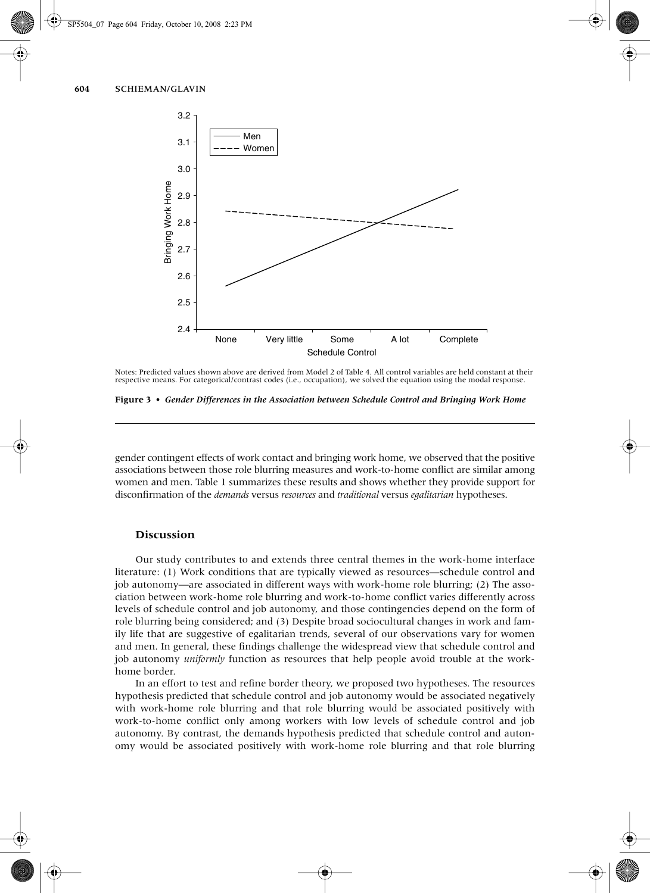Notes: Predicted values shown above are derived from Model 2 of Table 4. All control variables are held constant at their respective means. For categorical/contrast codes (i.e., occupation), we solved the equation using the modal response.

**Figure 3 • *Gender Differences in the Association between Schedule Control and Bringing Work Home***

gender contingent effects of work contact and bringing work home, we observed that the positive associations between those role blurring measures and work-to-home conflict are similar among women and men. Table 1 summarizes these results and shows whether they provide support for disconfirmation of the *demands* versus *resources* and *traditional* versus *egalitarian* hypotheses.

## Discussion

Our study contributes to and extends three central themes in the work-home interface literature: (1) Work conditions that are typically viewed as resources—schedule control and job autonomy—are associated in different ways with work-home role blurring; (2) The association between work-home role blurring and work-to-home conflict varies differently across levels of schedule control and job autonomy, and those contingencies depend on the form of role blurring being considered; and (3) Despite broad sociocultural changes in work and family life that are suggestive of egalitarian trends, several of our observations vary for women and men. In general, these findings challenge the widespread view that schedule control and job autonomy *uniformly* function as resources that help people avoid trouble at the work-home border.

In an effort to test and refine border theory, we proposed two hypotheses. The resources hypothesis predicted that schedule control and job autonomy would be associated negatively with work-home role blurring and that role blurring would be associated positively with work-to-home conflict only among workers with low levels of schedule control and job autonomy. By contrast, the demands hypothesis predicted that schedule control and autonomy would be associated positively with work-home role blurring and that role blurring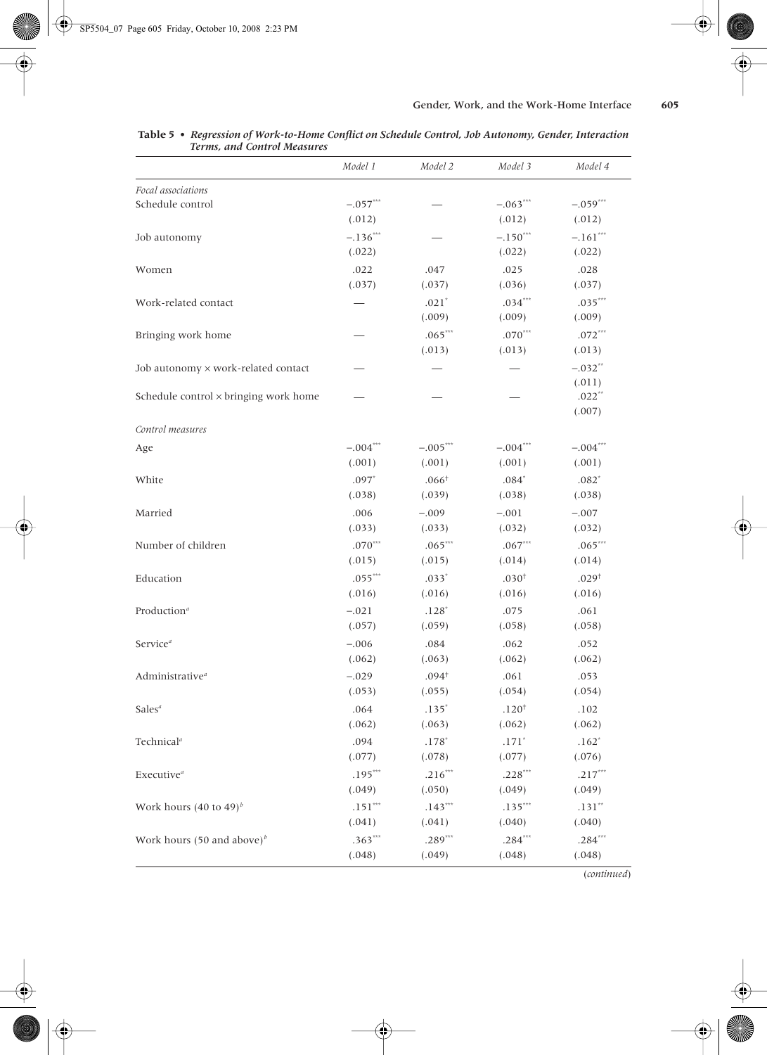**Table 5 • *Regression of Work-to-Home Conflict on Schedule Control, Job Autonomy, Gender, Interaction Terms, and Control Measures***

| | *Model 1* | *Model 2* | *Model 3* | *Model 4* |
|---|---|---|---|---|
| *Focal associations* | | | | |
| Schedule control | −.057*** | — | −.063*** | −.059*** |
| | (.012) | | (.012) | (.012) |
| Job autonomy | −.136*** | — | −.150*** | −.161*** |
| | (.022) | | (.022) | (.022) |
| Women | .022 | .047 | .025 | .028 |
| | (.037) | (.037) | (.036) | (.037) |
| Work-related contact | — | .021* | .034*** | .035*** |
| | | (.009) | (.009) | (.009) |
| Bringing work home | — | .065*** | .070*** | .072*** |
| | | (.013) | (.013) | (.013) |
| Job autonomy × work-related contact | — | — | — | −.032** |
| | | | | (.011) |
| Schedule control × bringing work home | — | — | — | .022** |
| | | | | (.007) |
| *Control measures* | | | | |
| Age | −.004*** | −.005*** | −.004*** | −.004*** |
| | (.001) | (.001) | (.001) | (.001) |
| White | .097* | .066† | .084* | .082* |
| | (.038) | (.039) | (.038) | (.038) |
| Married | .006 | −.009 | −.001 | −.007 |
| | (.033) | (.033) | (.032) | (.032) |
| Number of children | .070*** | .065*** | .067*** | .065*** |
| | (.015) | (.015) | (.014) | (.014) |
| Education | .055*** | .033* | .030† | .029† |
| | (.016) | (.016) | (.016) | (.016) |
| Production[a] | −.021 | .128* | .075 | .061 |
| | (.057) | (.059) | (.058) | (.058) |
| Service[a] | −.006 | .084 | .062 | .052 |
| | (.062) | (.063) | (.062) | (.062) |
| Administrative[a] | −.029 | .094† | .061 | .053 |
| | (.053) | (.055) | (.054) | (.054) |
| Sales[a] | .064 | .135* | .120† | .102 |
| | (.062) | (.063) | (.062) | (.062) |
| Technical[a] | .094 | .178* | .171* | .162* |
| | (.077) | (.078) | (.077) | (.076) |
| Executive[a] | .195*** | .216*** | .228*** | .217*** |
| | (.049) | (.050) | (.049) | (.049) |
| Work hours (40 to 49)[b] | .151*** | .143*** | .135*** | .131** |
| | (.041) | (.041) | (.040) | (.040) |
| Work hours (50 and above)[b] | .363*** | .289*** | .284*** | .284*** |
| | (.048) | (.049) | (.048) | (.048) |

(*continued*)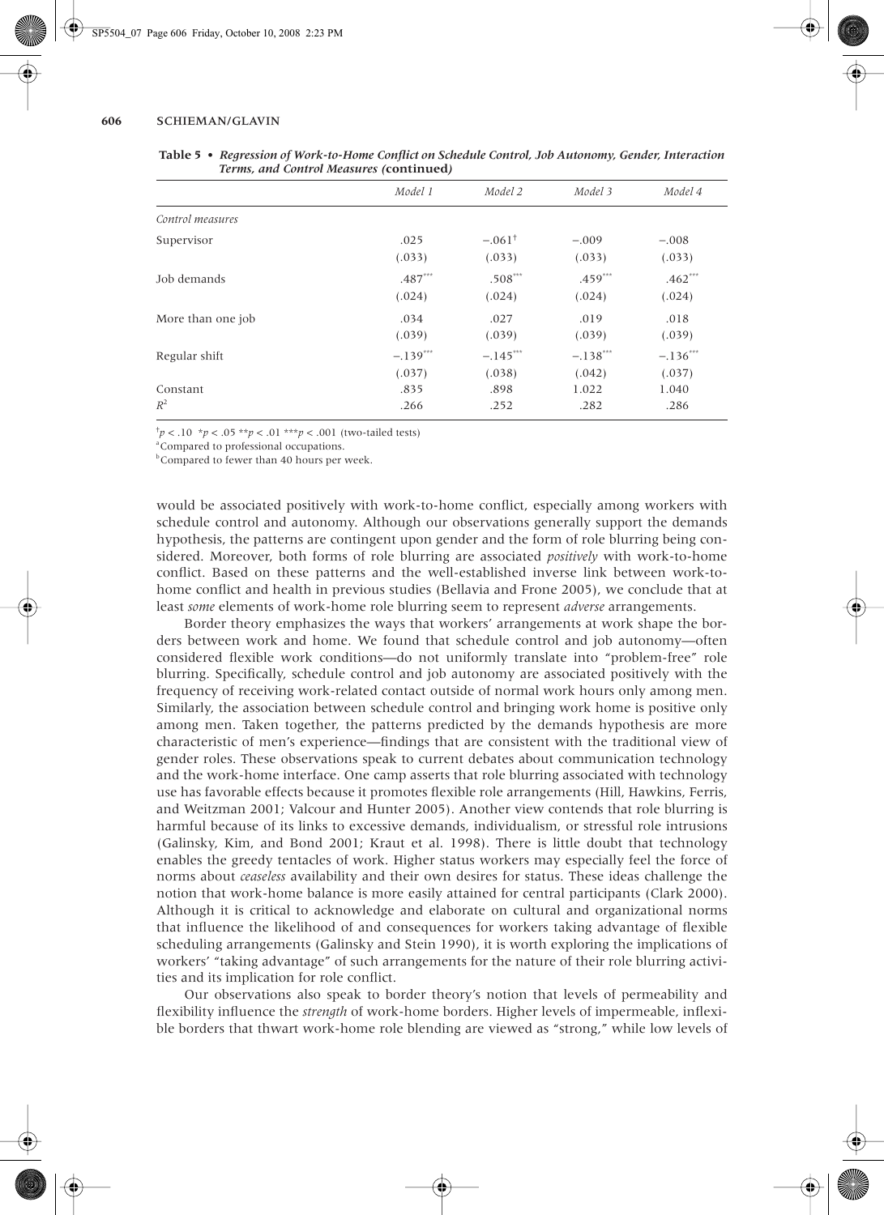**Table 5 • *Regression of Work-to-Home Conflict on Schedule Control, Job Autonomy, Gender, Interaction Terms, and Control Measures (continued)***

| | *Model 1* | *Model 2* | *Model 3* | *Model 4* |
|---|---|---|---|---|
| *Control measures* | | | | |
| Supervisor | .025 | $-.061^{\dagger}$ | $-.009$ | $-.008$ |
| | (.033) | (.033) | (.033) | (.033) |
| Job demands | $.487^{***}$ | $.508^{***}$ | $.459^{***}$ | $.462^{***}$ |
| | (.024) | (.024) | (.024) | (.024) |
| More than one job | .034 | .027 | .019 | .018 |
| | (.039) | (.039) | (.039) | (.039) |
| Regular shift | $-.139^{***}$ | $-.145^{***}$ | $-.138^{***}$ | $-.136^{***}$ |
| | (.037) | (.038) | (.042) | (.037) |
| Constant | .835 | .898 | 1.022 | 1.040 |
| $R^2$ | .266 | .252 | .282 | .286 |

$^{\dagger}p < .10$ $^{*}p < .05$ $^{**}p < .01$ $^{***}p < .001$ (two-tailed tests)
[a] Compared to professional occupations.
[b] Compared to fewer than 40 hours per week.

would be associated positively with work-to-home conflict, especially among workers with schedule control and autonomy. Although our observations generally support the demands hypothesis, the patterns are contingent upon gender and the form of role blurring being considered. Moreover, both forms of role blurring are associated *positively* with work-to-home conflict. Based on these patterns and the well-established inverse link between work-to-home conflict and health in previous studies (Bellavia and Frone 2005), we conclude that at least *some* elements of work-home role blurring seem to represent *adverse* arrangements.

Border theory emphasizes the ways that workers' arrangements at work shape the borders between work and home. We found that schedule control and job autonomy—often considered flexible work conditions—do not uniformly translate into "problem-free" role blurring. Specifically, schedule control and job autonomy are associated positively with the frequency of receiving work-related contact outside of normal work hours only among men. Similarly, the association between schedule control and bringing work home is positive only among men. Taken together, the patterns predicted by the demands hypothesis are more characteristic of men's experience—findings that are consistent with the traditional view of gender roles. These observations speak to current debates about communication technology and the work-home interface. One camp asserts that role blurring associated with technology use has favorable effects because it promotes flexible role arrangements (Hill, Hawkins, Ferris, and Weitzman 2001; Valcour and Hunter 2005). Another view contends that role blurring is harmful because of its links to excessive demands, individualism, or stressful role intrusions (Galinsky, Kim, and Bond 2001; Kraut et al. 1998). There is little doubt that technology enables the greedy tentacles of work. Higher status workers may especially feel the force of norms about *ceaseless* availability and their own desires for status. These ideas challenge the notion that work-home balance is more easily attained for central participants (Clark 2000). Although it is critical to acknowledge and elaborate on cultural and organizational norms that influence the likelihood of and consequences for workers taking advantage of flexible scheduling arrangements (Galinsky and Stein 1990), it is worth exploring the implications of workers' "taking advantage" of such arrangements for the nature of their role blurring activities and its implication for role conflict.

Our observations also speak to border theory's notion that levels of permeability and flexibility influence the *strength* of work-home borders. Higher levels of impermeable, inflexible borders that thwart work-home role blending are viewed as "strong," while low levels of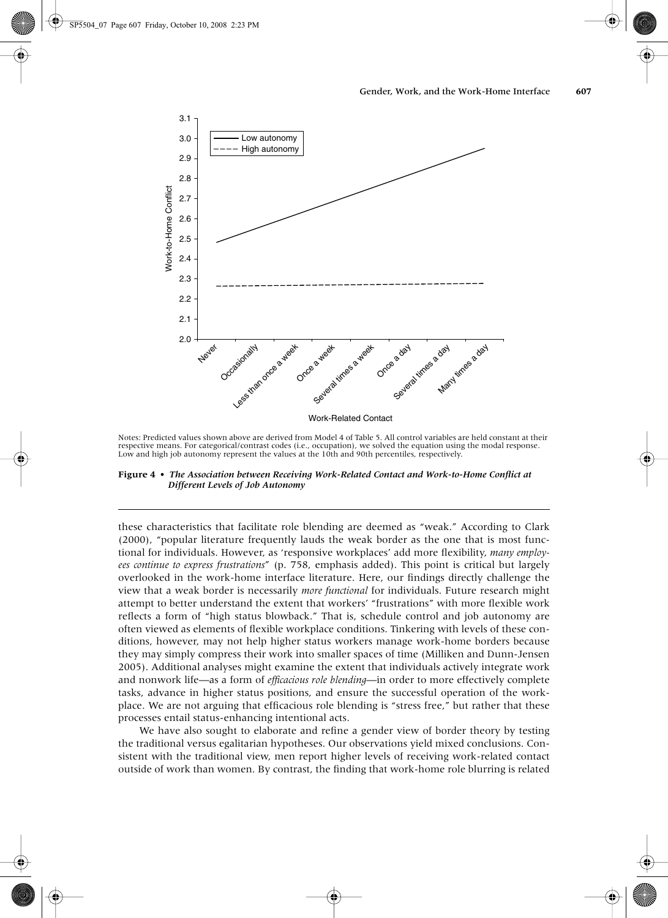Notes: Predicted values shown above are derived from Model 4 of Table 5. All control variables are held constant at their respective means. For categorical/contrast codes (i.e., occupation), we solved the equation using the modal response. Low and high job autonomy represent the values at the 10th and 90th percentiles, respectively.

**Figure 4 • *The Association between Receiving Work-Related Contact and Work-to-Home Conflict at Different Levels of Job Autonomy***

these characteristics that facilitate role blending are deemed as "weak." According to Clark (2000), "popular literature frequently lauds the weak border as the one that is most functional for individuals. However, as 'responsive workplaces' add more flexibility, *many employees continue to express frustrations*" (p. 758, emphasis added). This point is critical but largely overlooked in the work-home interface literature. Here, our findings directly challenge the view that a weak border is necessarily *more functional* for individuals. Future research might attempt to better understand the extent that workers' "frustrations" with more flexible work reflects a form of "high status blowback." That is, schedule control and job autonomy are often viewed as elements of flexible workplace conditions. Tinkering with levels of these conditions, however, may not help higher status workers manage work-home borders because they may simply compress their work into smaller spaces of time (Milliken and Dunn-Jensen 2005). Additional analyses might examine the extent that individuals actively integrate work and nonwork life—as a form of *efficacious role blending*—in order to more effectively complete tasks, advance in higher status positions, and ensure the successful operation of the workplace. We are not arguing that efficacious role blending is "stress free," but rather that these processes entail status-enhancing intentional acts.

We have also sought to elaborate and refine a gender view of border theory by testing the traditional versus egalitarian hypotheses. Our observations yield mixed conclusions. Consistent with the traditional view, men report higher levels of receiving work-related contact outside of work than women. By contrast, the finding that work-home role blurring is related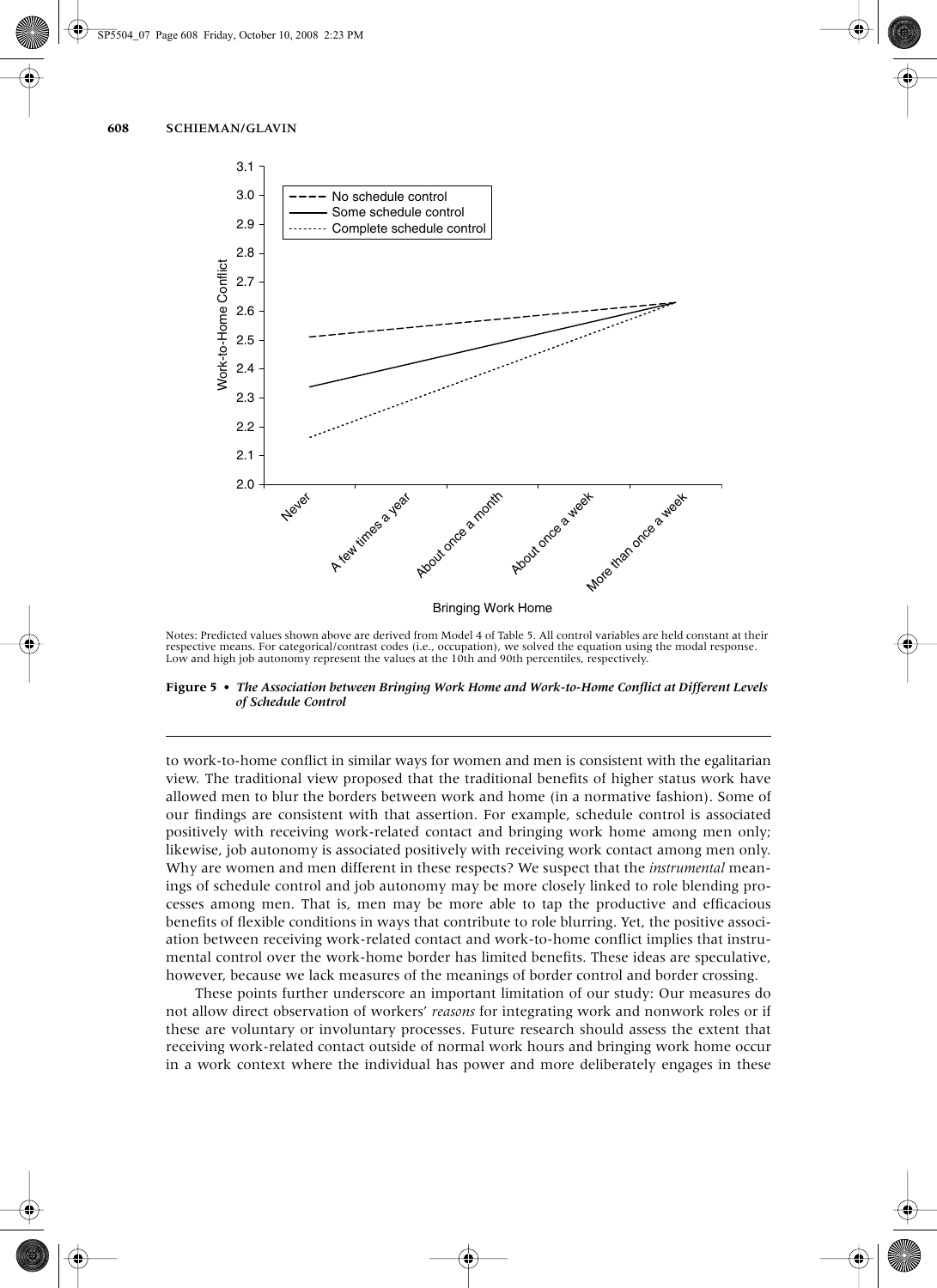Notes: Predicted values shown above are derived from Model 4 of Table 5. All control variables are held constant at their respective means. For categorical/contrast codes (i.e., occupation), we solved the equation using the modal response. Low and high job autonomy represent the values at the 10th and 90th percentiles, respectively.

**Figure 5 • *The Association between Bringing Work Home and Work-to-Home Conflict at Different Levels of Schedule Control***

to work-to-home conflict in similar ways for women and men is consistent with the egalitarian view. The traditional view proposed that the traditional benefits of higher status work have allowed men to blur the borders between work and home (in a normative fashion). Some of our findings are consistent with that assertion. For example, schedule control is associated positively with receiving work-related contact and bringing work home among men only; likewise, job autonomy is associated positively with receiving work contact among men only. Why are women and men different in these respects? We suspect that the *instrumental* meanings of schedule control and job autonomy may be more closely linked to role blending processes among men. That is, men may be more able to tap the productive and efficacious benefits of flexible conditions in ways that contribute to role blurring. Yet, the positive association between receiving work-related contact and work-to-home conflict implies that instrumental control over the work-home border has limited benefits. These ideas are speculative, however, because we lack measures of the meanings of border control and border crossing.

These points further underscore an important limitation of our study: Our measures do not allow direct observation of workers' *reasons* for integrating work and nonwork roles or if these are voluntary or involuntary processes. Future research should assess the extent that receiving work-related contact outside of normal work hours and bringing work home occur in a work context where the individual has power and more deliberately engages in these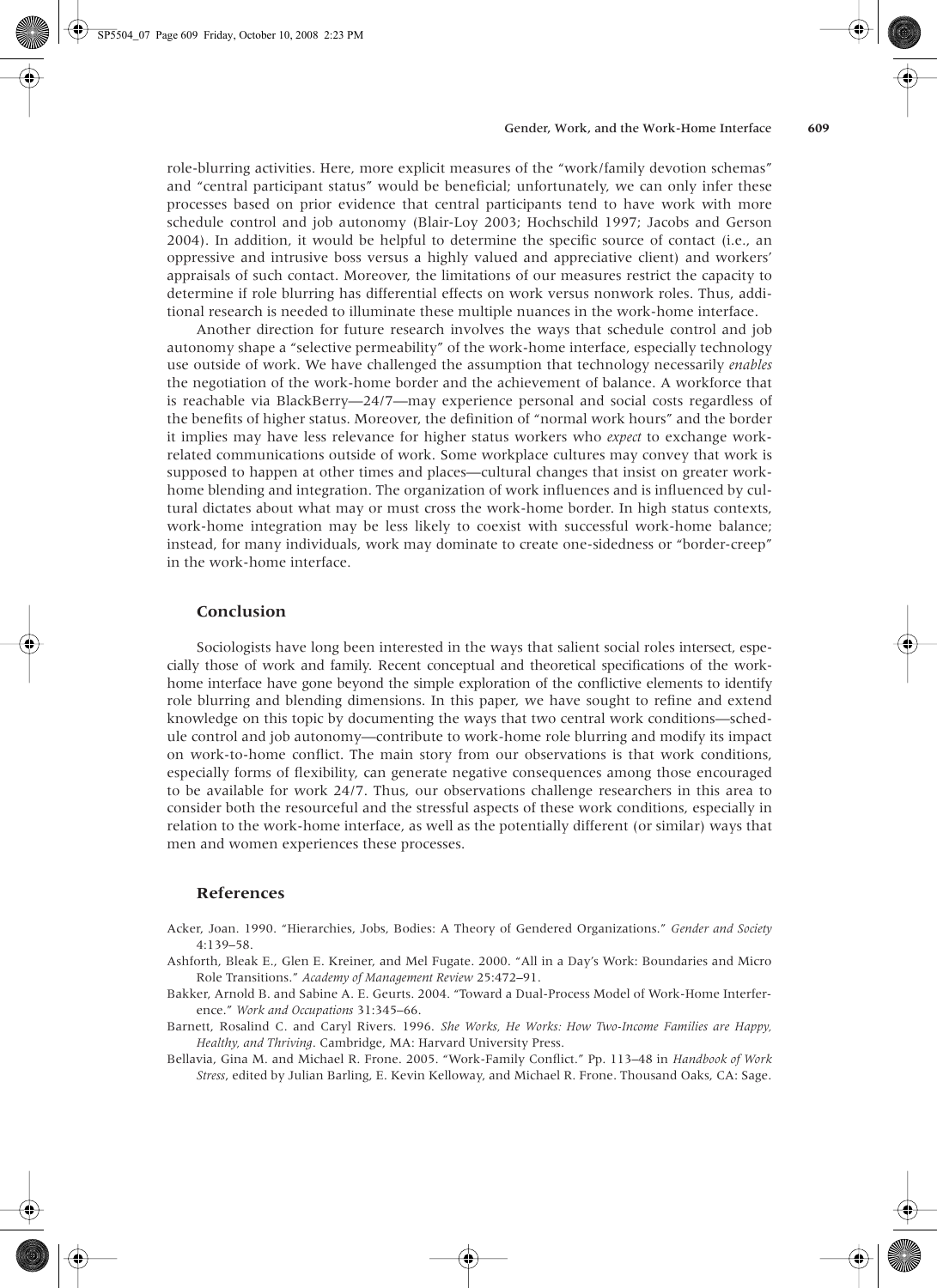role-blurring activities. Here, more explicit measures of the "work/family devotion schemas" and "central participant status" would be beneficial; unfortunately, we can only infer these processes based on prior evidence that central participants tend to have work with more schedule control and job autonomy (Blair-Loy 2003; Hochschild 1997; Jacobs and Gerson 2004). In addition, it would be helpful to determine the specific source of contact (i.e., an oppressive and intrusive boss versus a highly valued and appreciative client) and workers' appraisals of such contact. Moreover, the limitations of our measures restrict the capacity to determine if role blurring has differential effects on work versus nonwork roles. Thus, additional research is needed to illuminate these multiple nuances in the work-home interface.

Another direction for future research involves the ways that schedule control and job autonomy shape a "selective permeability" of the work-home interface, especially technology use outside of work. We have challenged the assumption that technology necessarily *enables* the negotiation of the work-home border and the achievement of balance. A workforce that is reachable via BlackBerry—24/7—may experience personal and social costs regardless of the benefits of higher status. Moreover, the definition of "normal work hours" and the border it implies may have less relevance for higher status workers who *expect* to exchange work-related communications outside of work. Some workplace cultures may convey that work is supposed to happen at other times and places—cultural changes that insist on greater work-home blending and integration. The organization of work influences and is influenced by cultural dictates about what may or must cross the work-home border. In high status contexts, work-home integration may be less likely to coexist with successful work-home balance; instead, for many individuals, work may dominate to create one-sidedness or "border-creep" in the work-home interface.

## Conclusion

Sociologists have long been interested in the ways that salient social roles intersect, especially those of work and family. Recent conceptual and theoretical specifications of the work-home interface have gone beyond the simple exploration of the conflictive elements to identify role blurring and blending dimensions. In this paper, we have sought to refine and extend knowledge on this topic by documenting the ways that two central work conditions—schedule control and job autonomy—contribute to work-home role blurring and modify its impact on work-to-home conflict. The main story from our observations is that work conditions, especially forms of flexibility, can generate negative consequences among those encouraged to be available for work 24/7. Thus, our observations challenge researchers in this area to consider both the resourceful and the stressful aspects of these work conditions, especially in relation to the work-home interface, as well as the potentially different (or similar) ways that men and women experiences these processes.

## References

Acker, Joan. 1990. "Hierarchies, Jobs, Bodies: A Theory of Gendered Organizations." *Gender and Society* 4:139–58.

Ashforth, Bleak E., Glen E. Kreiner, and Mel Fugate. 2000. "All in a Day's Work: Boundaries and Micro Role Transitions." *Academy of Management Review* 25:472–91.

Bakker, Arnold B. and Sabine A. E. Geurts. 2004. "Toward a Dual-Process Model of Work-Home Interference." *Work and Occupations* 31:345–66.

Barnett, Rosalind C. and Caryl Rivers. 1996. *She Works, He Works: How Two-Income Families are Happy, Healthy, and Thriving*. Cambridge, MA: Harvard University Press.

Bellavia, Gina M. and Michael R. Frone. 2005. "Work-Family Conflict." Pp. 113–48 in *Handbook of Work Stress*, edited by Julian Barling, E. Kevin Kelloway, and Michael R. Frone. Thousand Oaks, CA: Sage.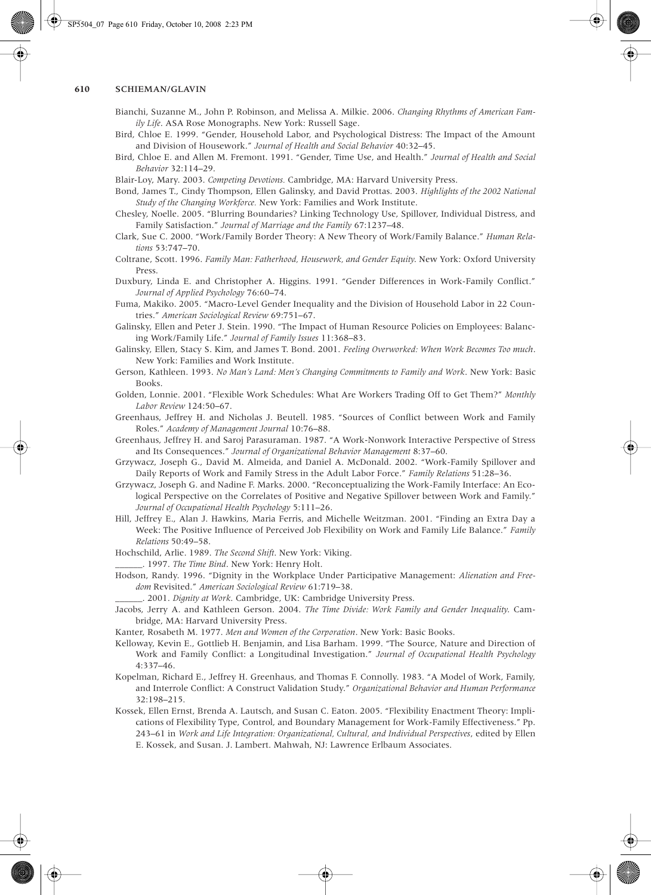Bianchi, Suzanne M., John P. Robinson, and Melissa A. Milkie. 2006. *Changing Rhythms of American Family Life*. ASA Rose Monographs. New York: Russell Sage.

Bird, Chloe E. 1999. "Gender, Household Labor, and Psychological Distress: The Impact of the Amount and Division of Housework." *Journal of Health and Social Behavior* 40:32–45.

Bird, Chloe E. and Allen M. Fremont. 1991. "Gender, Time Use, and Health." *Journal of Health and Social Behavior* 32:114–29.

Blair-Loy, Mary. 2003. *Competing Devotions*. Cambridge, MA: Harvard University Press.

Bond, James T., Cindy Thompson, Ellen Galinsky, and David Prottas. 2003. *Highlights of the 2002 National Study of the Changing Workforce.* New York: Families and Work Institute.

Chesley, Noelle. 2005. "Blurring Boundaries? Linking Technology Use, Spillover, Individual Distress, and Family Satisfaction." *Journal of Marriage and the Family* 67:1237–48.

Clark, Sue C. 2000. "Work/Family Border Theory: A New Theory of Work/Family Balance." *Human Relations* 53:747–70.

Coltrane, Scott. 1996. *Family Man: Fatherhood, Housework, and Gender Equity*. New York: Oxford University Press.

Duxbury, Linda E. and Christopher A. Higgins. 1991. "Gender Differences in Work-Family Conflict." *Journal of Applied Psychology* 76:60–74.

Fuma, Makiko. 2005. "Macro-Level Gender Inequality and the Division of Household Labor in 22 Countries." *American Sociological Review* 69:751–67.

Galinsky, Ellen and Peter J. Stein. 1990. "The Impact of Human Resource Policies on Employees: Balancing Work/Family Life." *Journal of Family Issues* 11:368–83.

Galinsky, Ellen, Stacy S. Kim, and James T. Bond. 2001. *Feeling Overworked: When Work Becomes Too much*. New York: Families and Work Institute.

Gerson, Kathleen. 1993. *No Man's Land: Men's Changing Commitments to Family and Work*. New York: Basic Books.

Golden, Lonnie. 2001. "Flexible Work Schedules: What Are Workers Trading Off to Get Them?" *Monthly Labor Review* 124:50–67.

Greenhaus, Jeffrey H. and Nicholas J. Beutell. 1985. "Sources of Conflict between Work and Family Roles." *Academy of Management Journal* 10:76–88.

Greenhaus, Jeffrey H. and Saroj Parasuraman. 1987. "A Work-Nonwork Interactive Perspective of Stress and Its Consequences." *Journal of Organizational Behavior Management* 8:37–60.

Grzywacz, Joseph G., David M. Almeida, and Daniel A. McDonald. 2002. "Work-Family Spillover and Daily Reports of Work and Family Stress in the Adult Labor Force." *Family Relations* 51:28–36.

Grzywacz, Joseph G. and Nadine F. Marks. 2000. "Reconceptualizing the Work-Family Interface: An Ecological Perspective on the Correlates of Positive and Negative Spillover between Work and Family." *Journal of Occupational Health Psychology* 5:111–26.

Hill, Jeffrey E., Alan J. Hawkins, Maria Ferris, and Michelle Weitzman. 2001. "Finding an Extra Day a Week: The Positive Influence of Perceived Job Flexibility on Work and Family Life Balance." *Family Relations* 50:49–58.

Hochschild, Arlie. 1989. *The Second Shift*. New York: Viking.

\_\_\_\_\_\_. 1997. *The Time Bind*. New York: Henry Holt.

Hodson, Randy. 1996. "Dignity in the Workplace Under Participative Management: *Alienation and Freedom* Revisited." *American Sociological Review* 61:719–38.

\_\_\_\_\_\_. 2001. *Dignity at Work*. Cambridge, UK: Cambridge University Press.

Jacobs, Jerry A. and Kathleen Gerson. 2004. *The Time Divide: Work Family and Gender Inequality*. Cambridge, MA: Harvard University Press.

Kanter, Rosabeth M. 1977. *Men and Women of the Corporation*. New York: Basic Books.

Kelloway, Kevin E., Gottlieb H. Benjamin, and Lisa Barham. 1999. "The Source, Nature and Direction of Work and Family Conflict: a Longitudinal Investigation." *Journal of Occupational Health Psychology* 4:337–46.

Kopelman, Richard E., Jeffrey H. Greenhaus, and Thomas F. Connolly. 1983. "A Model of Work, Family, and Interrole Conflict: A Construct Validation Study." *Organizational Behavior and Human Performance* 32:198–215.

Kossek, Ellen Ernst, Brenda A. Lautsch, and Susan C. Eaton. 2005. "Flexibility Enactment Theory: Implications of Flexibility Type, Control, and Boundary Management for Work-Family Effectiveness." Pp. 243–61 in *Work and Life Integration: Organizational, Cultural, and Individual Perspectives*, edited by Ellen E. Kossek, and Susan. J. Lambert. Mahwah, NJ: Lawrence Erlbaum Associates.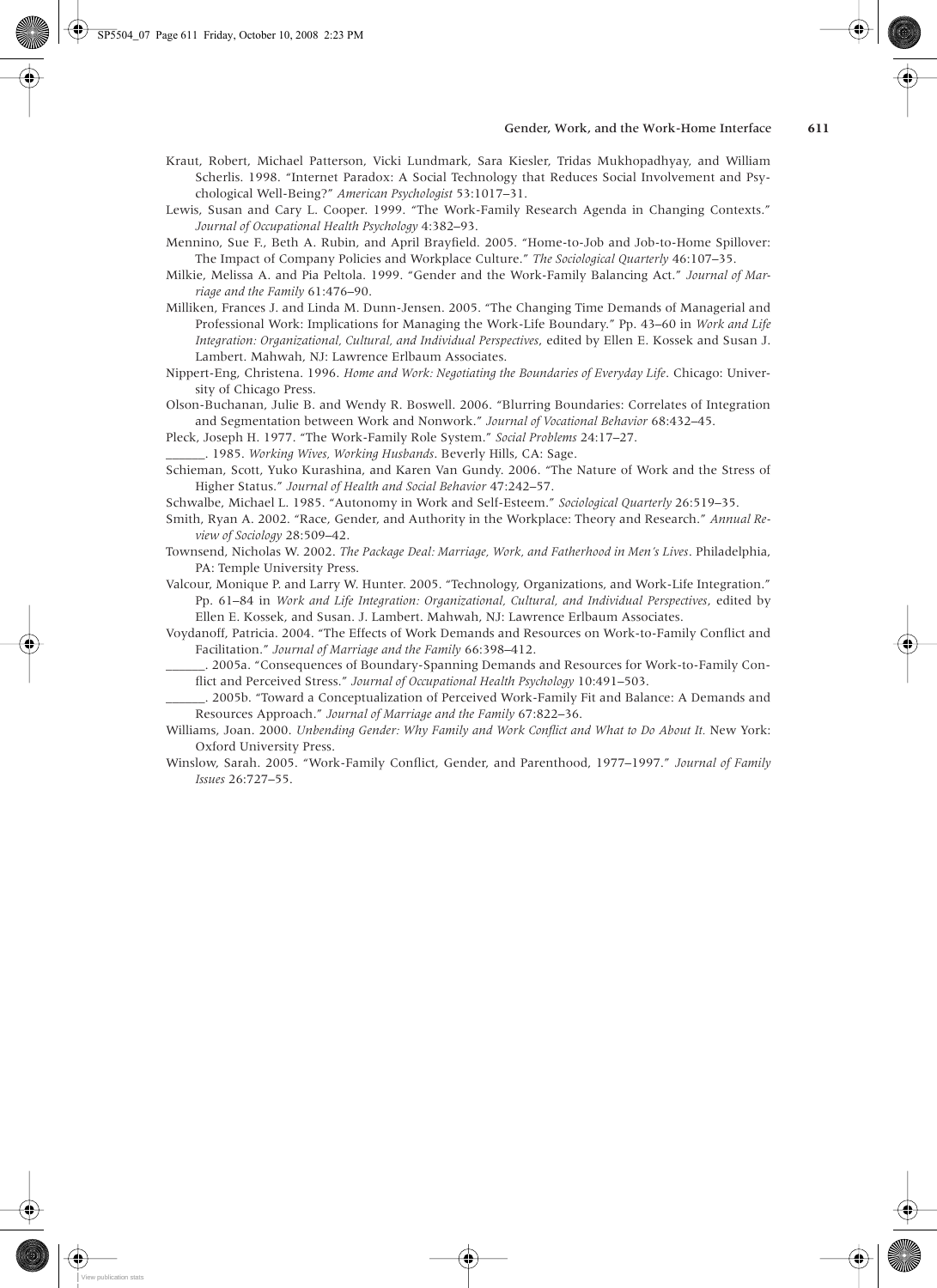Kraut, Robert, Michael Patterson, Vicki Lundmark, Sara Kiesler, Tridas Mukhopadhyay, and William Scherlis. 1998. "Internet Paradox: A Social Technology that Reduces Social Involvement and Psychological Well-Being?" *American Psychologist* 53:1017–31.

Lewis, Susan and Cary L. Cooper. 1999. "The Work-Family Research Agenda in Changing Contexts." *Journal of Occupational Health Psychology* 4:382–93.

Mennino, Sue F., Beth A. Rubin, and April Brayfield. 2005. "Home-to-Job and Job-to-Home Spillover: The Impact of Company Policies and Workplace Culture." *The Sociological Quarterly* 46:107–35.

Milkie, Melissa A. and Pia Peltola. 1999. "Gender and the Work-Family Balancing Act." *Journal of Marriage and the Family* 61:476–90.

Milliken, Frances J. and Linda M. Dunn-Jensen. 2005. "The Changing Time Demands of Managerial and Professional Work: Implications for Managing the Work-Life Boundary." Pp. 43–60 in *Work and Life Integration: Organizational, Cultural, and Individual Perspectives*, edited by Ellen E. Kossek and Susan J. Lambert. Mahwah, NJ: Lawrence Erlbaum Associates.

Nippert-Eng, Christena. 1996. *Home and Work: Negotiating the Boundaries of Everyday Life*. Chicago: University of Chicago Press.

Olson-Buchanan, Julie B. and Wendy R. Boswell. 2006. "Blurring Boundaries: Correlates of Integration and Segmentation between Work and Nonwork." *Journal of Vocational Behavior* 68:432–45.

Pleck, Joseph H. 1977. "The Work-Family Role System." *Social Problems* 24:17–27.

______. 1985. *Working Wives, Working Husbands*. Beverly Hills, CA: Sage.

Schieman, Scott, Yuko Kurashina, and Karen Van Gundy. 2006. "The Nature of Work and the Stress of Higher Status." *Journal of Health and Social Behavior* 47:242–57.

Schwalbe, Michael L. 1985. "Autonomy in Work and Self-Esteem." *Sociological Quarterly* 26:519–35.

Smith, Ryan A. 2002. "Race, Gender, and Authority in the Workplace: Theory and Research." *Annual Review of Sociology* 28:509–42.

Townsend, Nicholas W. 2002. *The Package Deal: Marriage, Work, and Fatherhood in Men's Lives*. Philadelphia, PA: Temple University Press.

Valcour, Monique P. and Larry W. Hunter. 2005. "Technology, Organizations, and Work-Life Integration." Pp. 61–84 in *Work and Life Integration: Organizational, Cultural, and Individual Perspectives*, edited by Ellen E. Kossek, and Susan. J. Lambert. Mahwah, NJ: Lawrence Erlbaum Associates.

Voydanoff, Patricia. 2004. "The Effects of Work Demands and Resources on Work-to-Family Conflict and Facilitation." *Journal of Marriage and the Family* 66:398–412.

______. 2005a. "Consequences of Boundary-Spanning Demands and Resources for Work-to-Family Conflict and Perceived Stress." *Journal of Occupational Health Psychology* 10:491–503.

______. 2005b. "Toward a Conceptualization of Perceived Work-Family Fit and Balance: A Demands and Resources Approach." *Journal of Marriage and the Family* 67:822–36.

Williams, Joan. 2000. *Unbending Gender: Why Family and Work Conflict and What to Do About It.* New York: Oxford University Press.

Winslow, Sarah. 2005. "Work-Family Conflict, Gender, and Parenthood, 1977–1997." *Journal of Family Issues* 26:727–55.